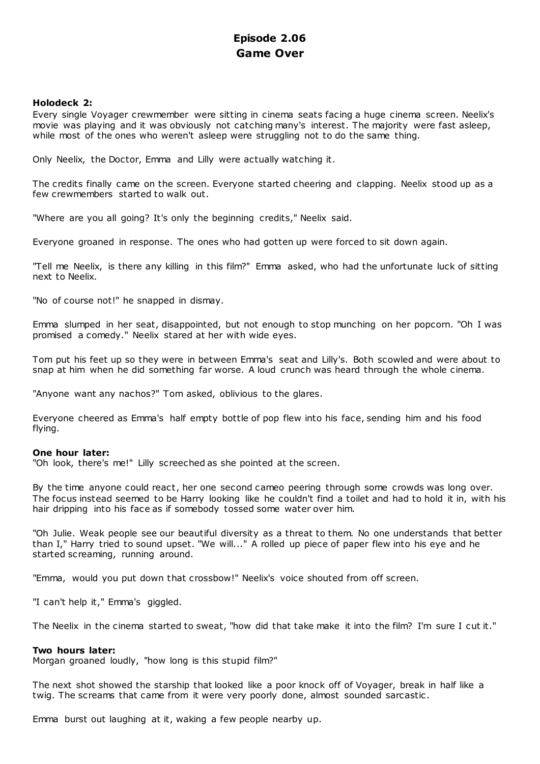# Episode 2.06
# Game Over

**Holodeck 2:**
Every single Voyager crewmember were sitting in cinema seats facing a huge cinema screen. Neelix's movie was playing and it was obviously not catching many's interest. The majority were fast asleep, while most of the ones who weren't asleep were struggling not to do the same thing.

Only Neelix, the Doctor, Emma and Lilly were actually watching it.

The credits finally came on the screen. Everyone started cheering and clapping. Neelix stood up as a few crewmembers started to walk out.

"Where are you all going? It's only the beginning credits," Neelix said.

Everyone groaned in response. The ones who had gotten up were forced to sit down again.

"Tell me Neelix, is there any killing in this film?" Emma asked, who had the unfortunate luck of sitting next to Neelix.

"No of course not!" he snapped in dismay.

Emma slumped in her seat, disappointed, but not enough to stop munching on her popcorn. "Oh I was promised a comedy." Neelix stared at her with wide eyes.

Tom put his feet up so they were in between Emma's seat and Lilly's. Both scowled and were about to snap at him when he did something far worse. A loud crunch was heard through the whole cinema.

"Anyone want any nachos?" Tom asked, oblivious to the glares.

Everyone cheered as Emma's half empty bottle of pop flew into his face, sending him and his food flying.

**One hour later:**
"Oh look, there's me!" Lilly screeched as she pointed at the screen.

By the time anyone could react, her one second cameo peering through some crowds was long over. The focus instead seemed to be Harry looking like he couldn't find a toilet and had to hold it in, with his hair dripping into his face as if somebody tossed some water over him.

"Oh Julie. Weak people see our beautiful diversity as a threat to them. No one understands that better than I," Harry tried to sound upset. "We will..." A rolled up piece of paper flew into his eye and he started screaming, running around.

"Emma, would you put down that crossbow!" Neelix's voice shouted from off screen.

"I can't help it," Emma's giggled.

The Neelix in the cinema started to sweat, "how did that take make it into the film? I'm sure I cut it."

**Two hours later:**
Morgan groaned loudly, "how long is this stupid film?"

The next shot showed the starship that looked like a poor knock off of Voyager, break in half like a twig. The screams that came from it were very poorly done, almost sounded sarcastic.

Emma burst out laughing at it, waking a few people nearby up.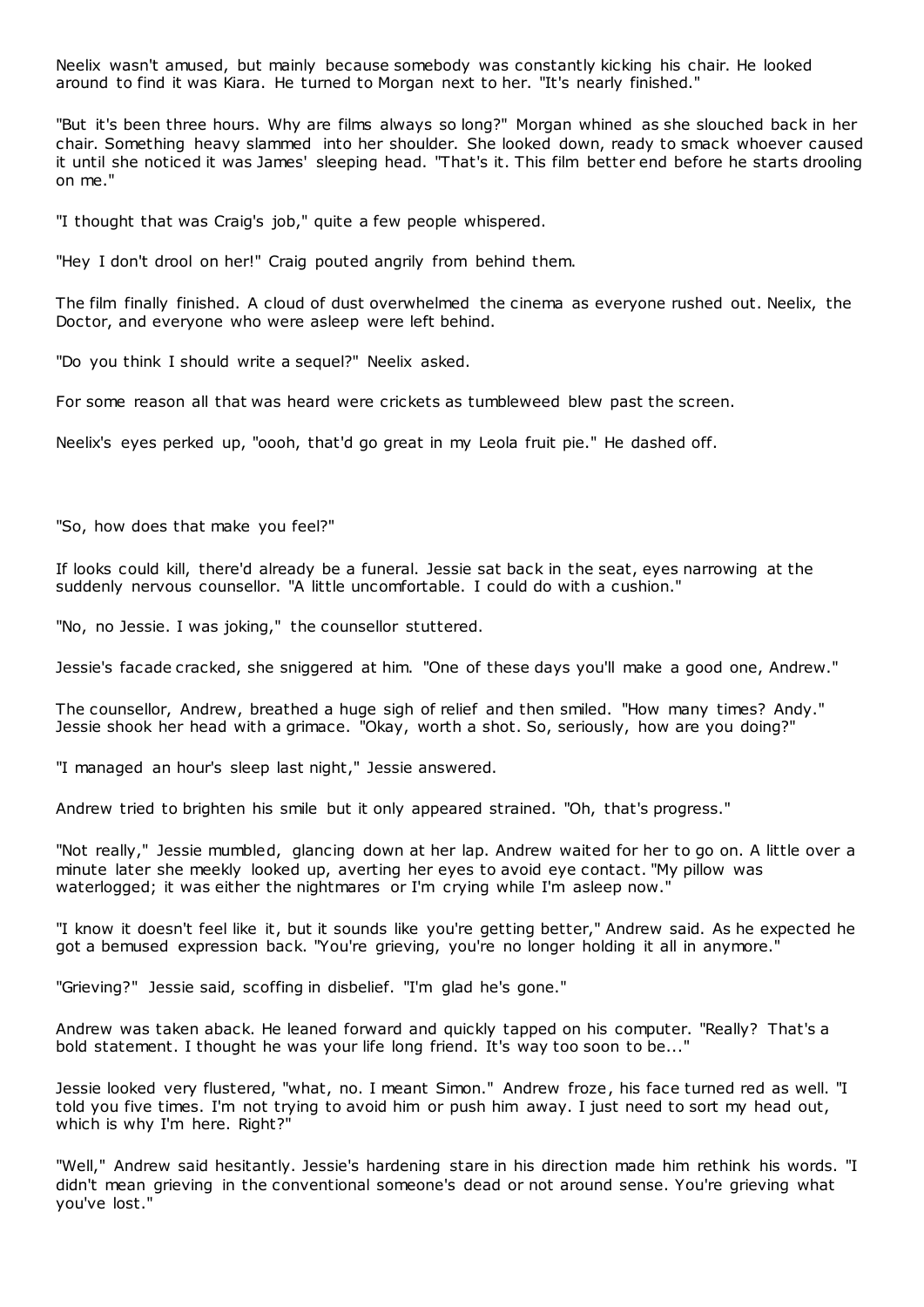Neelix wasn't amused, but mainly because somebody was constantly kicking his chair. He looked around to find it was Kiara. He turned to Morgan next to her. "It's nearly finished."

"But it's been three hours. Why are films always so long?" Morgan whined as she slouched back in her chair. Something heavy slammed into her shoulder. She looked down, ready to smack whoever caused it until she noticed it was James' sleeping head. "That's it. This film better end before he starts drooling on me."

"I thought that was Craig's job," quite a few people whispered.

"Hey I don't drool on her!" Craig pouted angrily from behind them.

The film finally finished. A cloud of dust overwhelmed the cinema as everyone rushed out. Neelix, the Doctor, and everyone who were asleep were left behind.

"Do you think I should write a sequel?" Neelix asked.

For some reason all that was heard were crickets as tumbleweed blew past the screen.

Neelix's eyes perked up, "oooh, that'd go great in my Leola fruit pie." He dashed off.

"So, how does that make you feel?"

If looks could kill, there'd already be a funeral. Jessie sat back in the seat, eyes narrowing at the suddenly nervous counsellor. "A little uncomfortable. I could do with a cushion."

"No, no Jessie. I was joking," the counsellor stuttered.

Jessie's facade cracked, she sniggered at him. "One of these days you'll make a good one, Andrew."

The counsellor, Andrew, breathed a huge sigh of relief and then smiled. "How many times? Andy." Jessie shook her head with a grimace. "Okay, worth a shot. So, seriously, how are you doing?"

"I managed an hour's sleep last night," Jessie answered.

Andrew tried to brighten his smile but it only appeared strained. "Oh, that's progress."

"Not really," Jessie mumbled, glancing down at her lap. Andrew waited for her to go on. A little over a minute later she meekly looked up, averting her eyes to avoid eye contact. "My pillow was waterlogged; it was either the nightmares or I'm crying while I'm asleep now."

"I know it doesn't feel like it, but it sounds like you're getting better," Andrew said. As he expected he got a bemused expression back. "You're grieving, you're no longer holding it all in anymore."

"Grieving?" Jessie said, scoffing in disbelief. "I'm glad he's gone."

Andrew was taken aback. He leaned forward and quickly tapped on his computer. "Really? That's a bold statement. I thought he was your life long friend. It's way too soon to be..."

Jessie looked very flustered, "what, no. I meant Simon." Andrew froze, his face turned red as well. "I told you five times. I'm not trying to avoid him or push him away. I just need to sort my head out, which is why I'm here. Right?"

"Well," Andrew said hesitantly. Jessie's hardening stare in his direction made him rethink his words. "I didn't mean grieving in the conventional someone's dead or not around sense. You're grieving what you've lost."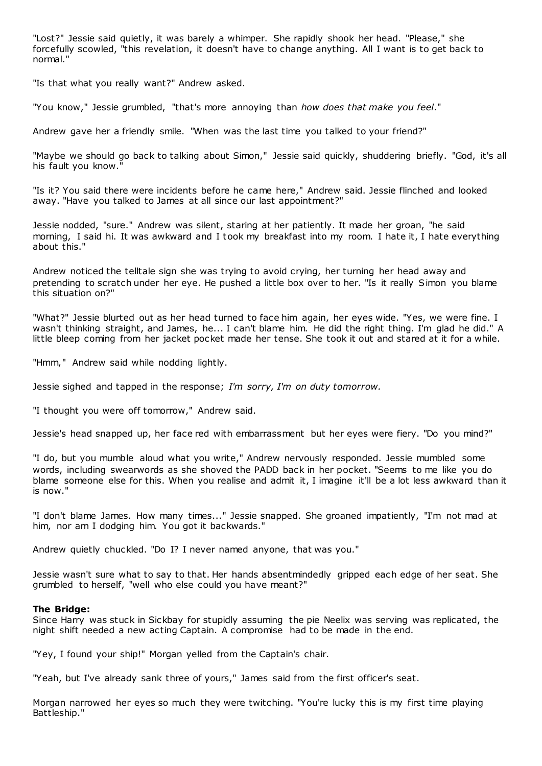"Lost?" Jessie said quietly, it was barely a whimper. She rapidly shook her head. "Please," she forcefully scowled, "this revelation, it doesn't have to change anything. All I want is to get back to normal."

"Is that what you really want?" Andrew asked.

"You know," Jessie grumbled, "that's more annoying than *how does that make you feel*."

Andrew gave her a friendly smile. "When was the last time you talked to your friend?"

"Maybe we should go back to talking about Simon," Jessie said quickly, shuddering briefly. "God, it's all his fault you know."

"Is it? You said there were incidents before he came here," Andrew said. Jessie flinched and looked away. "Have you talked to James at all since our last appointment?"

Jessie nodded, "sure." Andrew was silent, staring at her patiently. It made her groan, "he said morning, I said hi. It was awkward and I took my breakfast into my room. I hate it, I hate everything about this."

Andrew noticed the telltale sign she was trying to avoid crying, her turning her head away and pretending to scratch under her eye. He pushed a little box over to her. "Is it really Simon you blame this situation on?"

"What?" Jessie blurted out as her head turned to face him again, her eyes wide. "Yes, we were fine. I wasn't thinking straight, and James, he... I can't blame him. He did the right thing. I'm glad he did." A little bleep coming from her jacket pocket made her tense. She took it out and stared at it for a while.

"Hmm," Andrew said while nodding lightly.

Jessie sighed and tapped in the response; *I'm sorry, I'm on duty tomorrow.*

"I thought you were off tomorrow," Andrew said.

Jessie's head snapped up, her face red with embarrassment but her eyes were fiery. "Do you mind?"

"I do, but you mumble aloud what you write," Andrew nervously responded. Jessie mumbled some words, including swearwords as she shoved the PADD back in her pocket. "Seems to me like you do blame someone else for this. When you realise and admit it, I imagine it'll be a lot less awkward than it is now."

"I don't blame James. How many times..." Jessie snapped. She groaned impatiently, "I'm not mad at him, nor am I dodging him. You got it backwards."

Andrew quietly chuckled. "Do I? I never named anyone, that was you."

Jessie wasn't sure what to say to that. Her hands absentmindedly gripped each edge of her seat. She grumbled to herself, "well who else could you have meant?"

**The Bridge:**
Since Harry was stuck in Sickbay for stupidly assuming the pie Neelix was serving was replicated, the night shift needed a new acting Captain. A compromise had to be made in the end.

"Yey, I found your ship!" Morgan yelled from the Captain's chair.

"Yeah, but I've already sank three of yours," James said from the first officer's seat.

Morgan narrowed her eyes so much they were twitching. "You're lucky this is my first time playing Battleship."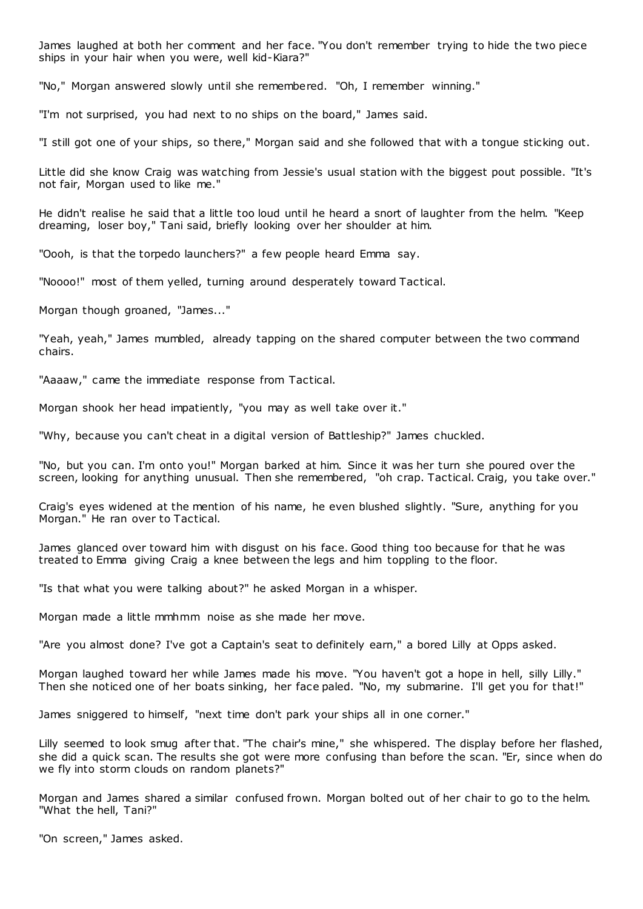James laughed at both her comment and her face. "You don't remember trying to hide the two piece ships in your hair when you were, well kid-Kiara?"

"No," Morgan answered slowly until she remembered. "Oh, I remember winning."

"I'm not surprised, you had next to no ships on the board," James said.

"I still got one of your ships, so there," Morgan said and she followed that with a tongue sticking out.

Little did she know Craig was watching from Jessie's usual station with the biggest pout possible. "It's not fair, Morgan used to like me."

He didn't realise he said that a little too loud until he heard a snort of laughter from the helm. "Keep dreaming, loser boy," Tani said, briefly looking over her shoulder at him.

"Oooh, is that the torpedo launchers?" a few people heard Emma say.

"Noooo!" most of them yelled, turning around desperately toward Tactical.

Morgan though groaned, "James..."

"Yeah, yeah," James mumbled, already tapping on the shared computer between the two command chairs.

"Aaaaw," came the immediate response from Tactical.

Morgan shook her head impatiently, "you may as well take over it."

"Why, because you can't cheat in a digital version of Battleship?" James chuckled.

"No, but you can. I'm onto you!" Morgan barked at him. Since it was her turn she poured over the screen, looking for anything unusual. Then she remembered, "oh crap. Tactical. Craig, you take over."

Craig's eyes widened at the mention of his name, he even blushed slightly. "Sure, anything for you Morgan." He ran over to Tactical.

James glanced over toward him with disgust on his face. Good thing too because for that he was treated to Emma giving Craig a knee between the legs and him toppling to the floor.

"Is that what you were talking about?" he asked Morgan in a whisper.

Morgan made a little mmhmm noise as she made her move.

"Are you almost done? I've got a Captain's seat to definitely earn," a bored Lilly at Opps asked.

Morgan laughed toward her while James made his move. "You haven't got a hope in hell, silly Lilly." Then she noticed one of her boats sinking, her face paled. "No, my submarine. I'll get you for that!"

James sniggered to himself, "next time don't park your ships all in one corner."

Lilly seemed to look smug after that. "The chair's mine," she whispered. The display before her flashed, she did a quick scan. The results she got were more confusing than before the scan. "Er, since when do we fly into storm clouds on random planets?"

Morgan and James shared a similar confused frown. Morgan bolted out of her chair to go to the helm. "What the hell, Tani?"

"On screen," James asked.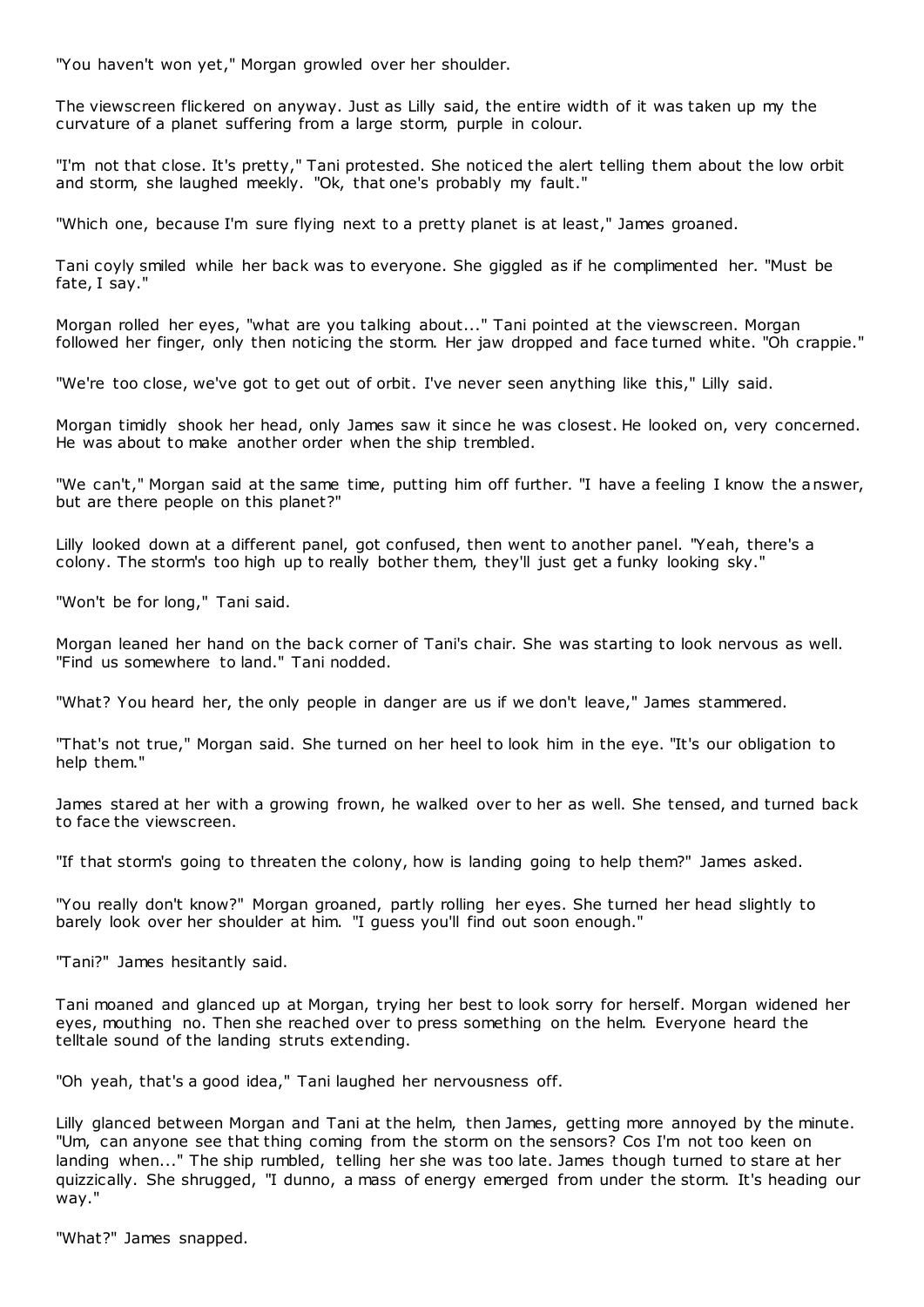"You haven't won yet," Morgan growled over her shoulder.

The viewscreen flickered on anyway. Just as Lilly said, the entire width of it was taken up my the curvature of a planet suffering from a large storm, purple in colour.

"I'm not that close. It's pretty," Tani protested. She noticed the alert telling them about the low orbit and storm, she laughed meekly. "Ok, that one's probably my fault."

"Which one, because I'm sure flying next to a pretty planet is at least," James groaned.

Tani coyly smiled while her back was to everyone. She giggled as if he complimented her. "Must be fate, I say."

Morgan rolled her eyes, "what are you talking about..." Tani pointed at the viewscreen. Morgan followed her finger, only then noticing the storm. Her jaw dropped and face turned white. "Oh crappie."

"We're too close, we've got to get out of orbit. I've never seen anything like this," Lilly said.

Morgan timidly shook her head, only James saw it since he was closest. He looked on, very concerned. He was about to make another order when the ship trembled.

"We can't," Morgan said at the same time, putting him off further. "I have a feeling I know the answer, but are there people on this planet?"

Lilly looked down at a different panel, got confused, then went to another panel. "Yeah, there's a colony. The storm's too high up to really bother them, they'll just get a funky looking sky."

"Won't be for long," Tani said.

Morgan leaned her hand on the back corner of Tani's chair. She was starting to look nervous as well. "Find us somewhere to land." Tani nodded.

"What? You heard her, the only people in danger are us if we don't leave," James stammered.

"That's not true," Morgan said. She turned on her heel to look him in the eye. "It's our obligation to help them."

James stared at her with a growing frown, he walked over to her as well. She tensed, and turned back to face the viewscreen.

"If that storm's going to threaten the colony, how is landing going to help them?" James asked.

"You really don't know?" Morgan groaned, partly rolling her eyes. She turned her head slightly to barely look over her shoulder at him. "I guess you'll find out soon enough."

"Tani?" James hesitantly said.

Tani moaned and glanced up at Morgan, trying her best to look sorry for herself. Morgan widened her eyes, mouthing no. Then she reached over to press something on the helm. Everyone heard the telltale sound of the landing struts extending.

"Oh yeah, that's a good idea," Tani laughed her nervousness off.

Lilly glanced between Morgan and Tani at the helm, then James, getting more annoyed by the minute. "Um, can anyone see that thing coming from the storm on the sensors? Cos I'm not too keen on landing when..." The ship rumbled, telling her she was too late. James though turned to stare at her quizzically. She shrugged, "I dunno, a mass of energy emerged from under the storm. It's heading our way."

"What?" James snapped.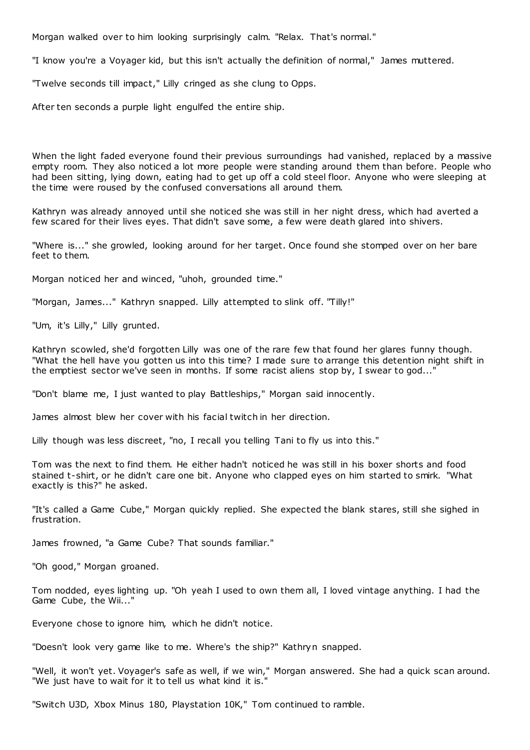Morgan walked over to him looking surprisingly calm. "Relax. That's normal."

"I know you're a Voyager kid, but this isn't actually the definition of normal," James muttered.

"Twelve seconds till impact," Lilly cringed as she clung to Opps.

After ten seconds a purple light engulfed the entire ship.

When the light faded everyone found their previous surroundings had vanished, replaced by a massive empty room. They also noticed a lot more people were standing around them than before. People who had been sitting, lying down, eating had to get up off a cold steel floor. Anyone who were sleeping at the time were roused by the confused conversations all around them.

Kathryn was already annoyed until she noticed she was still in her night dress, which had averted a few scared for their lives eyes. That didn't save some, a few were death glared into shivers.

"Where is..." she growled, looking around for her target. Once found she stomped over on her bare feet to them.

Morgan noticed her and winced, "uhoh, grounded time."

"Morgan, James..." Kathryn snapped. Lilly attempted to slink off. "Tilly!"

"Um, it's Lilly," Lilly grunted.

Kathryn scowled, she'd forgotten Lilly was one of the rare few that found her glares funny though. "What the hell have you gotten us into this time? I made sure to arrange this detention night shift in the emptiest sector we've seen in months. If some racist aliens stop by, I swear to god..."

"Don't blame me, I just wanted to play Battleships," Morgan said innocently.

James almost blew her cover with his facial twitch in her direction.

Lilly though was less discreet, "no, I recall you telling Tani to fly us into this."

Tom was the next to find them. He either hadn't noticed he was still in his boxer shorts and food stained t-shirt, or he didn't care one bit. Anyone who clapped eyes on him started to smirk. "What exactly is this?" he asked.

"It's called a Game Cube," Morgan quickly replied. She expected the blank stares, still she sighed in frustration.

James frowned, "a Game Cube? That sounds familiar."

"Oh good," Morgan groaned.

Tom nodded, eyes lighting up. "Oh yeah I used to own them all, I loved vintage anything. I had the Game Cube, the Wii..."

Everyone chose to ignore him, which he didn't notice.

"Doesn't look very game like to me. Where's the ship?" Kathryn snapped.

"Well, it won't yet. Voyager's safe as well, if we win," Morgan answered. She had a quick scan around. "We just have to wait for it to tell us what kind it is."

"Switch U3D, Xbox Minus 180, Playstation 10K," Tom continued to ramble.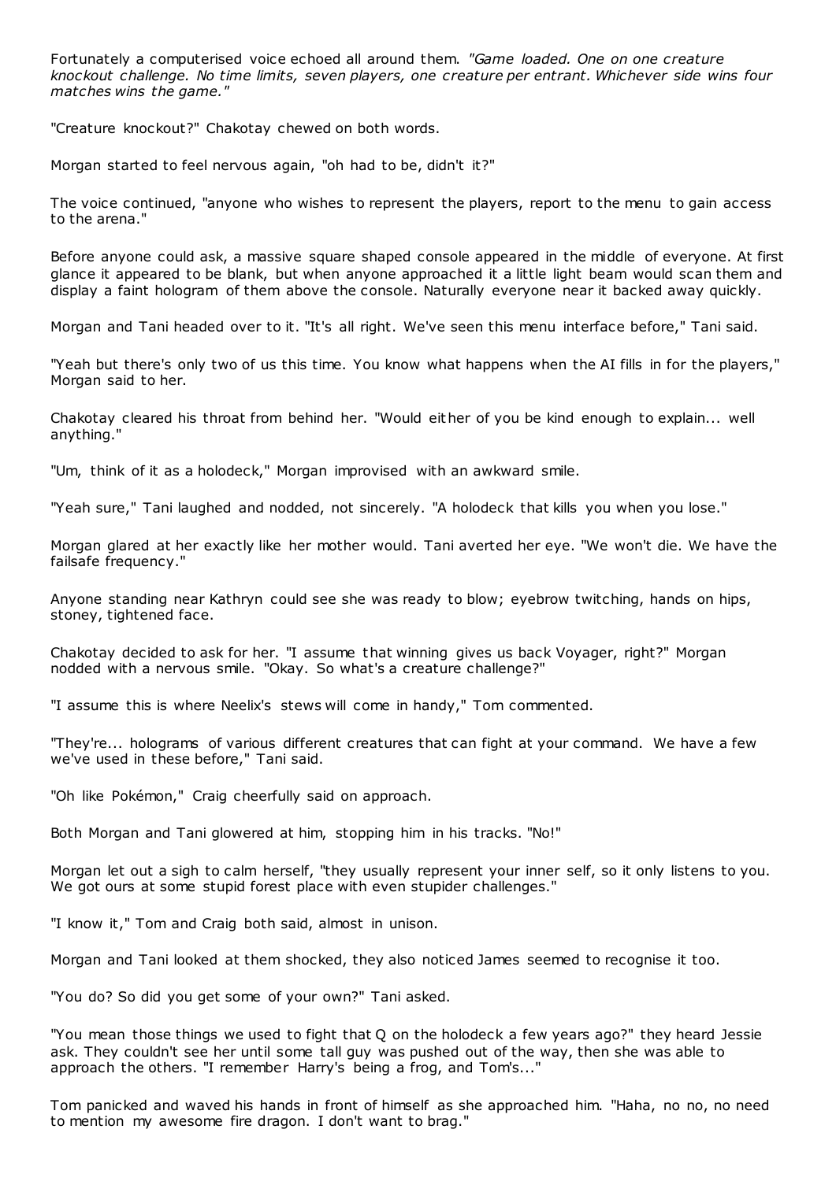Fortunately a computerised voice echoed all around them. *"Game loaded. One on one creature knockout challenge. No time limits, seven players, one creature per entrant. Whichever side wins four matches wins the game."*

"Creature knockout?" Chakotay chewed on both words.

Morgan started to feel nervous again, "oh had to be, didn't it?"

The voice continued, "anyone who wishes to represent the players, report to the menu to gain access to the arena."

Before anyone could ask, a massive square shaped console appeared in the middle of everyone. At first glance it appeared to be blank, but when anyone approached it a little light beam would scan them and display a faint hologram of them above the console. Naturally everyone near it backed away quickly.

Morgan and Tani headed over to it. "It's all right. We've seen this menu interface before," Tani said.

"Yeah but there's only two of us this time. You know what happens when the AI fills in for the players," Morgan said to her.

Chakotay cleared his throat from behind her. "Would either of you be kind enough to explain... well anything."

"Um, think of it as a holodeck," Morgan improvised with an awkward smile.

"Yeah sure," Tani laughed and nodded, not sincerely. "A holodeck that kills you when you lose."

Morgan glared at her exactly like her mother would. Tani averted her eye. "We won't die. We have the failsafe frequency."

Anyone standing near Kathryn could see she was ready to blow; eyebrow twitching, hands on hips, stoney, tightened face.

Chakotay decided to ask for her. "I assume that winning gives us back Voyager, right?" Morgan nodded with a nervous smile. "Okay. So what's a creature challenge?"

"I assume this is where Neelix's stews will come in handy," Tom commented.

"They're... holograms of various different creatures that can fight at your command. We have a few we've used in these before," Tani said.

"Oh like Pokémon," Craig cheerfully said on approach.

Both Morgan and Tani glowered at him, stopping him in his tracks. "No!"

Morgan let out a sigh to calm herself, "they usually represent your inner self, so it only listens to you. We got ours at some stupid forest place with even stupider challenges."

"I know it," Tom and Craig both said, almost in unison.

Morgan and Tani looked at them shocked, they also noticed James seemed to recognise it too.

"You do? So did you get some of your own?" Tani asked.

"You mean those things we used to fight that Q on the holodeck a few years ago?" they heard Jessie ask. They couldn't see her until some tall guy was pushed out of the way, then she was able to approach the others. "I remember Harry's being a frog, and Tom's..."

Tom panicked and waved his hands in front of himself as she approached him. "Haha, no no, no need to mention my awesome fire dragon. I don't want to brag."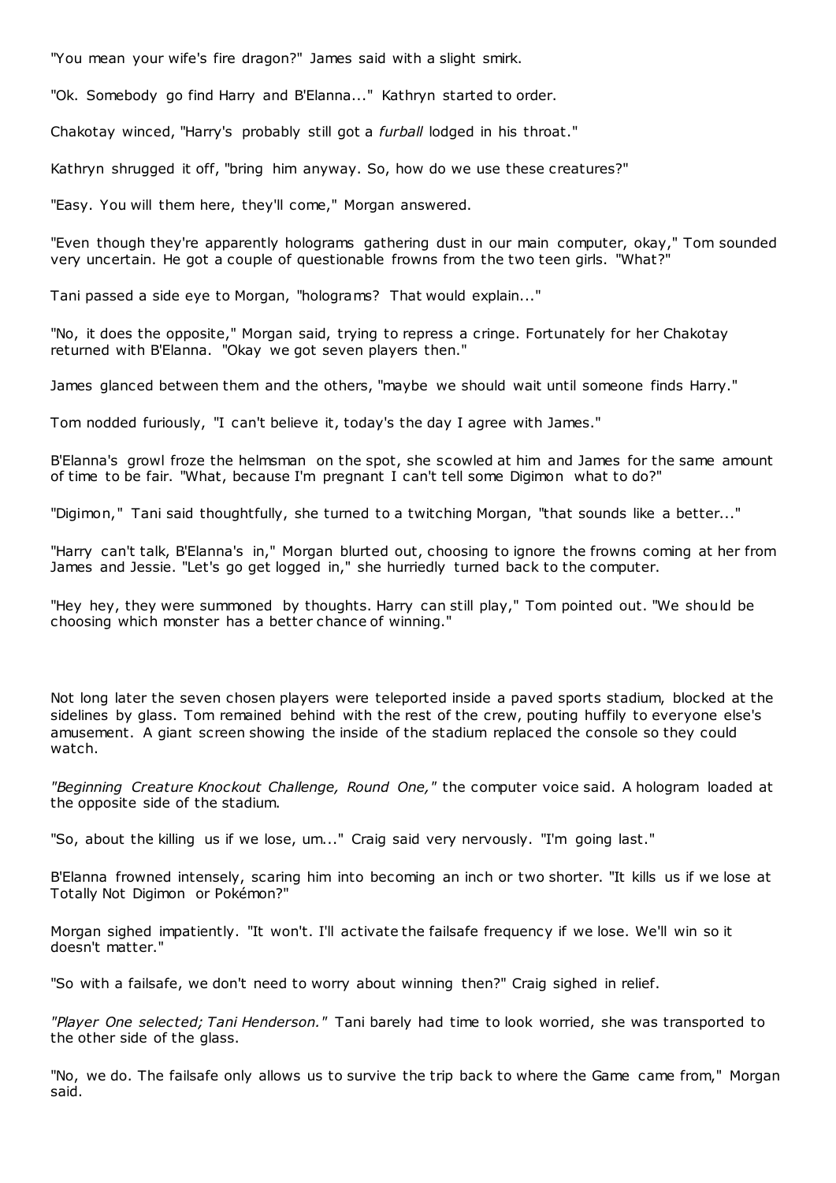"You mean your wife's fire dragon?" James said with a slight smirk.

"Ok. Somebody go find Harry and B'Elanna..." Kathryn started to order.

Chakotay winced, "Harry's probably still got a *furball* lodged in his throat."

Kathryn shrugged it off, "bring him anyway. So, how do we use these creatures?"

"Easy. You will them here, they'll come," Morgan answered.

"Even though they're apparently holograms gathering dust in our main computer, okay," Tom sounded very uncertain. He got a couple of questionable frowns from the two teen girls. "What?"

Tani passed a side eye to Morgan, "holograms? That would explain..."

"No, it does the opposite," Morgan said, trying to repress a cringe. Fortunately for her Chakotay returned with B'Elanna. "Okay we got seven players then."

James glanced between them and the others, "maybe we should wait until someone finds Harry."

Tom nodded furiously, "I can't believe it, today's the day I agree with James."

B'Elanna's growl froze the helmsman on the spot, she scowled at him and James for the same amount of time to be fair. "What, because I'm pregnant I can't tell some Digimon what to do?"

"Digimon," Tani said thoughtfully, she turned to a twitching Morgan, "that sounds like a better..."

"Harry can't talk, B'Elanna's in," Morgan blurted out, choosing to ignore the frowns coming at her from James and Jessie. "Let's go get logged in," she hurriedly turned back to the computer.

"Hey hey, they were summoned by thoughts. Harry can still play," Tom pointed out. "We should be choosing which monster has a better chance of winning."

Not long later the seven chosen players were teleported inside a paved sports stadium, blocked at the sidelines by glass. Tom remained behind with the rest of the crew, pouting huffily to everyone else's amusement. A giant screen showing the inside of the stadium replaced the console so they could watch.

*"Beginning Creature Knockout Challenge, Round One,"* the computer voice said. A hologram loaded at the opposite side of the stadium.

"So, about the killing us if we lose, um..." Craig said very nervously. "I'm going last."

B'Elanna frowned intensely, scaring him into becoming an inch or two shorter. "It kills us if we lose at Totally Not Digimon or Pokémon?"

Morgan sighed impatiently. "It won't. I'll activate the failsafe frequency if we lose. We'll win so it doesn't matter."

"So with a failsafe, we don't need to worry about winning then?" Craig sighed in relief.

*"Player One selected; Tani Henderson."* Tani barely had time to look worried, she was transported to the other side of the glass.

"No, we do. The failsafe only allows us to survive the trip back to where the Game came from," Morgan said.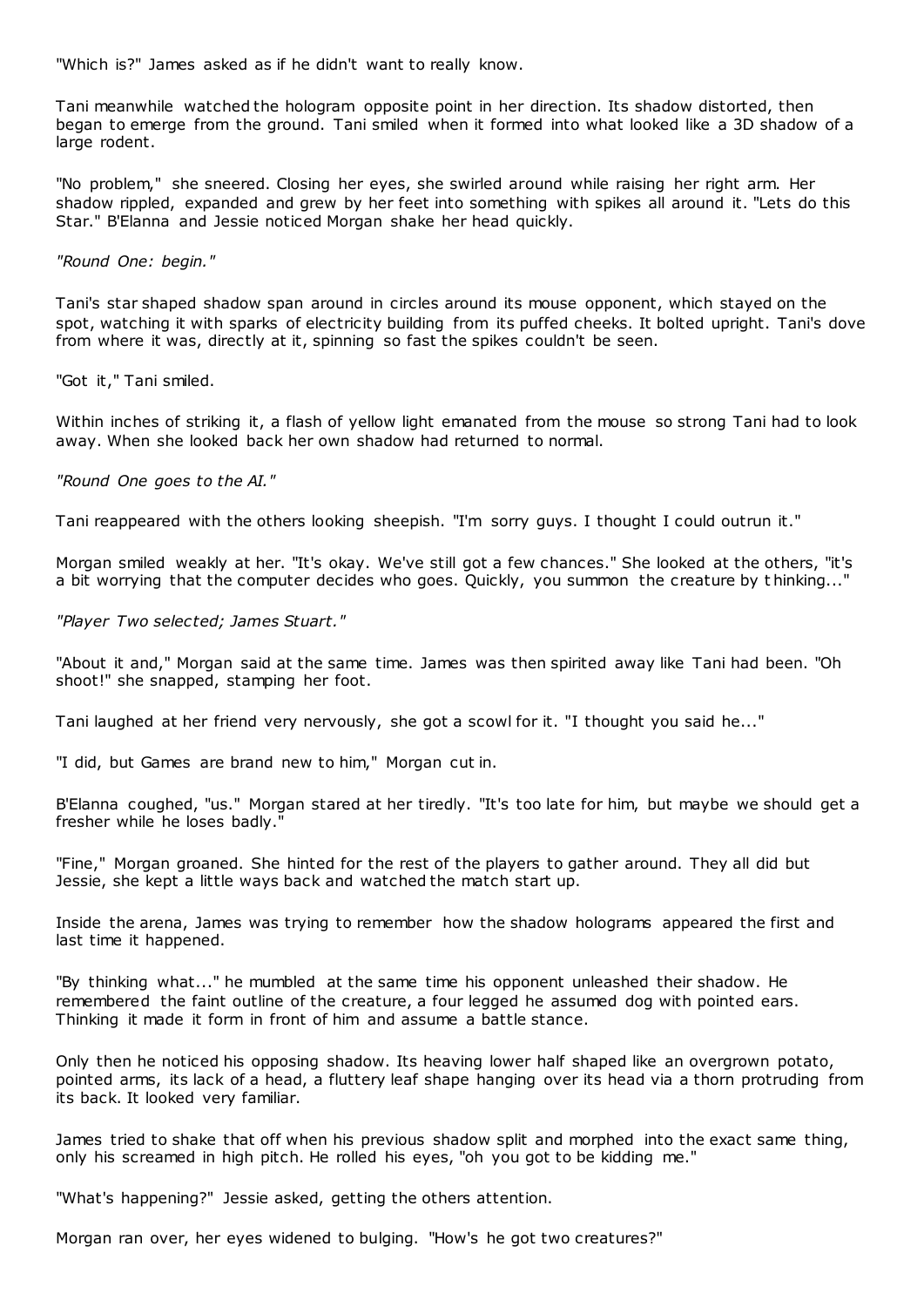"Which is?" James asked as if he didn't want to really know.

Tani meanwhile watched the hologram opposite point in her direction. Its shadow distorted, then began to emerge from the ground. Tani smiled when it formed into what looked like a 3D shadow of a large rodent.

"No problem," she sneered. Closing her eyes, she swirled around while raising her right arm. Her shadow rippled, expanded and grew by her feet into something with spikes all around it. "Lets do this Star." B'Elanna and Jessie noticed Morgan shake her head quickly.

*"Round One: begin."*

Tani's star shaped shadow span around in circles around its mouse opponent, which stayed on the spot, watching it with sparks of electricity building from its puffed cheeks. It bolted upright. Tani's dove from where it was, directly at it, spinning so fast the spikes couldn't be seen.

"Got it," Tani smiled.

Within inches of striking it, a flash of yellow light emanated from the mouse so strong Tani had to look away. When she looked back her own shadow had returned to normal.

*"Round One goes to the AI."*

Tani reappeared with the others looking sheepish. "I'm sorry guys. I thought I could outrun it."

Morgan smiled weakly at her. "It's okay. We've still got a few chances." She looked at the others, "it's a bit worrying that the computer decides who goes. Quickly, you summon the creature by thinking..."

*"Player Two selected; James Stuart."*

"About it and," Morgan said at the same time. James was then spirited away like Tani had been. "Oh shoot!" she snapped, stamping her foot.

Tani laughed at her friend very nervously, she got a scowl for it. "I thought you said he..."

"I did, but Games are brand new to him," Morgan cut in.

B'Elanna coughed, "us." Morgan stared at her tiredly. "It's too late for him, but maybe we should get a fresher while he loses badly."

"Fine," Morgan groaned. She hinted for the rest of the players to gather around. They all did but Jessie, she kept a little ways back and watched the match start up.

Inside the arena, James was trying to remember how the shadow holograms appeared the first and last time it happened.

"By thinking what..." he mumbled at the same time his opponent unleashed their shadow. He remembered the faint outline of the creature, a four legged he assumed dog with pointed ears. Thinking it made it form in front of him and assume a battle stance.

Only then he noticed his opposing shadow. Its heaving lower half shaped like an overgrown potato, pointed arms, its lack of a head, a fluttery leaf shape hanging over its head via a thorn protruding from its back. It looked very familiar.

James tried to shake that off when his previous shadow split and morphed into the exact same thing, only his screamed in high pitch. He rolled his eyes, "oh you got to be kidding me."

"What's happening?" Jessie asked, getting the others attention.

Morgan ran over, her eyes widened to bulging. "How's he got two creatures?"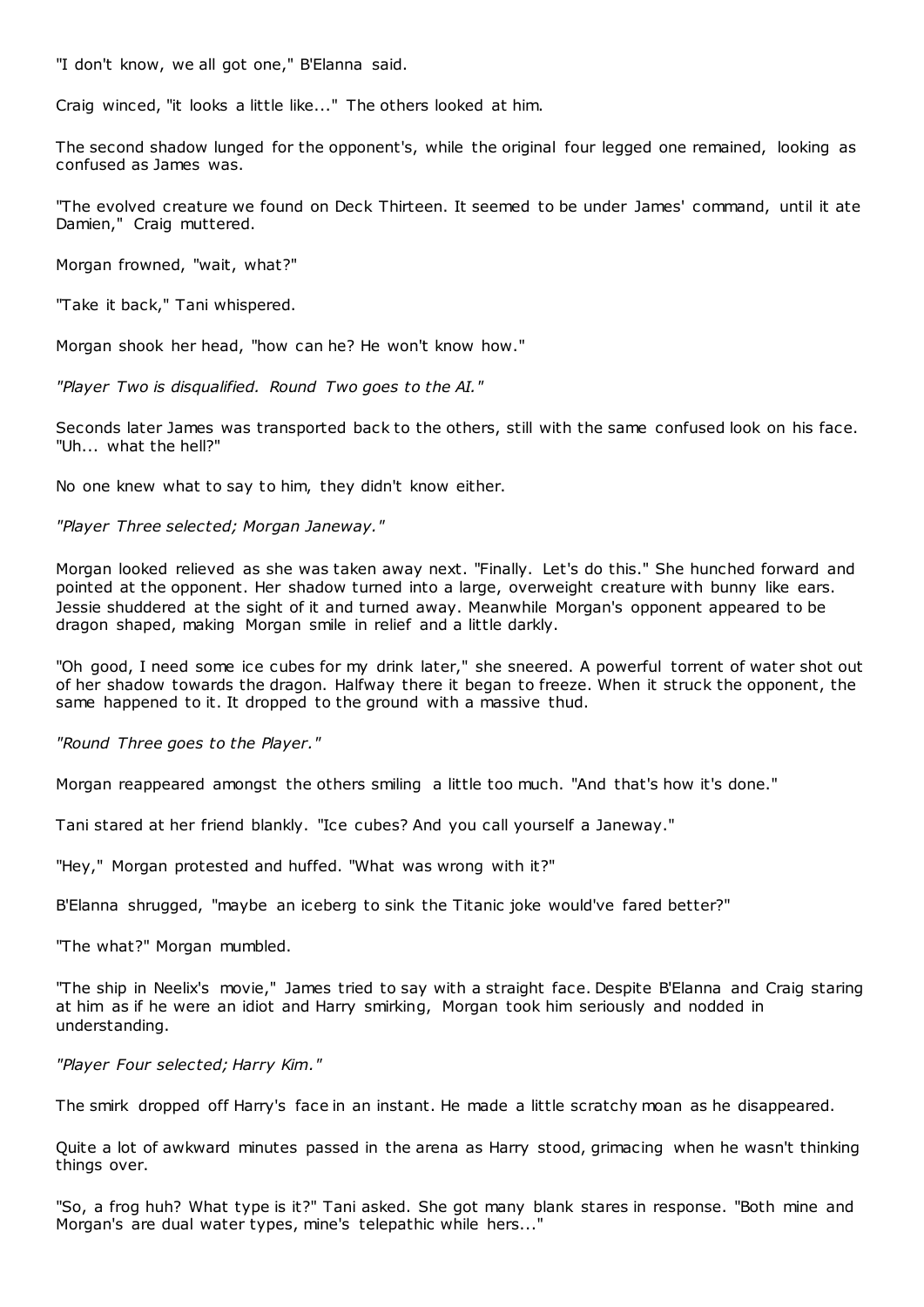"I don't know, we all got one," B'Elanna said.

Craig winced, "it looks a little like..." The others looked at him.

The second shadow lunged for the opponent's, while the original four legged one remained, looking as confused as James was.

"The evolved creature we found on Deck Thirteen. It seemed to be under James' command, until it ate Damien," Craig muttered.

Morgan frowned, "wait, what?"

"Take it back," Tani whispered.

Morgan shook her head, "how can he? He won't know how."

*"Player Two is disqualified. Round Two goes to the AI."*

Seconds later James was transported back to the others, still with the same confused look on his face. "Uh... what the hell?"

No one knew what to say to him, they didn't know either.

*"Player Three selected; Morgan Janeway."*

Morgan looked relieved as she was taken away next. "Finally. Let's do this." She hunched forward and pointed at the opponent. Her shadow turned into a large, overweight creature with bunny like ears. Jessie shuddered at the sight of it and turned away. Meanwhile Morgan's opponent appeared to be dragon shaped, making Morgan smile in relief and a little darkly.

"Oh good, I need some ice cubes for my drink later," she sneered. A powerful torrent of water shot out of her shadow towards the dragon. Halfway there it began to freeze. When it struck the opponent, the same happened to it. It dropped to the ground with a massive thud.

*"Round Three goes to the Player."*

Morgan reappeared amongst the others smiling a little too much. "And that's how it's done."

Tani stared at her friend blankly. "Ice cubes? And you call yourself a Janeway."

"Hey," Morgan protested and huffed. "What was wrong with it?"

B'Elanna shrugged, "maybe an iceberg to sink the Titanic joke would've fared better?"

"The what?" Morgan mumbled.

"The ship in Neelix's movie," James tried to say with a straight face. Despite B'Elanna and Craig staring at him as if he were an idiot and Harry smirking, Morgan took him seriously and nodded in understanding.

*"Player Four selected; Harry Kim."*

The smirk dropped off Harry's face in an instant. He made a little scratchy moan as he disappeared.

Quite a lot of awkward minutes passed in the arena as Harry stood, grimacing when he wasn't thinking things over.

"So, a frog huh? What type is it?" Tani asked. She got many blank stares in response. "Both mine and Morgan's are dual water types, mine's telepathic while hers..."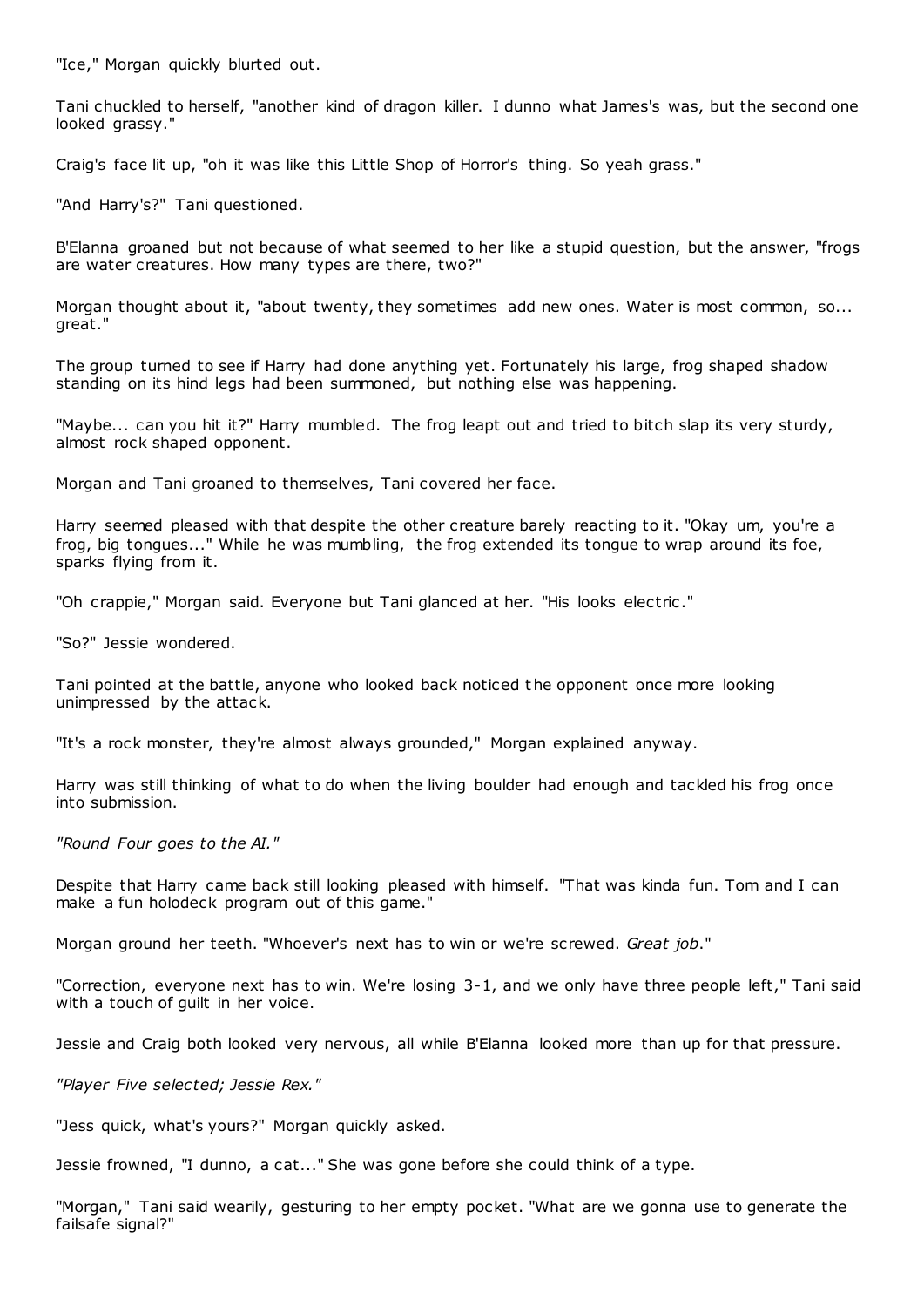"Ice," Morgan quickly blurted out.

Tani chuckled to herself, "another kind of dragon killer. I dunno what James's was, but the second one looked grassy."

Craig's face lit up, "oh it was like this Little Shop of Horror's thing. So yeah grass."

"And Harry's?" Tani questioned.

B'Elanna groaned but not because of what seemed to her like a stupid question, but the answer, "frogs are water creatures. How many types are there, two?"

Morgan thought about it, "about twenty, they sometimes add new ones. Water is most common, so... great."

The group turned to see if Harry had done anything yet. Fortunately his large, frog shaped shadow standing on its hind legs had been summoned, but nothing else was happening.

"Maybe... can you hit it?" Harry mumbled. The frog leapt out and tried to bitch slap its very sturdy, almost rock shaped opponent.

Morgan and Tani groaned to themselves, Tani covered her face.

Harry seemed pleased with that despite the other creature barely reacting to it. "Okay um, you're a frog, big tongues..." While he was mumbling, the frog extended its tongue to wrap around its foe, sparks flying from it.

"Oh crappie," Morgan said. Everyone but Tani glanced at her. "His looks electric."

"So?" Jessie wondered.

Tani pointed at the battle, anyone who looked back noticed the opponent once more looking unimpressed by the attack.

"It's a rock monster, they're almost always grounded," Morgan explained anyway.

Harry was still thinking of what to do when the living boulder had enough and tackled his frog once into submission.

*"Round Four goes to the AI."*

Despite that Harry came back still looking pleased with himself. "That was kinda fun. Tom and I can make a fun holodeck program out of this game."

Morgan ground her teeth. "Whoever's next has to win or we're screwed. *Great job*."

"Correction, everyone next has to win. We're losing 3-1, and we only have three people left," Tani said with a touch of guilt in her voice.

Jessie and Craig both looked very nervous, all while B'Elanna looked more than up for that pressure.

*"Player Five selected; Jessie Rex."*

"Jess quick, what's yours?" Morgan quickly asked.

Jessie frowned, "I dunno, a cat..." She was gone before she could think of a type.

"Morgan," Tani said wearily, gesturing to her empty pocket. "What are we gonna use to generate the failsafe signal?"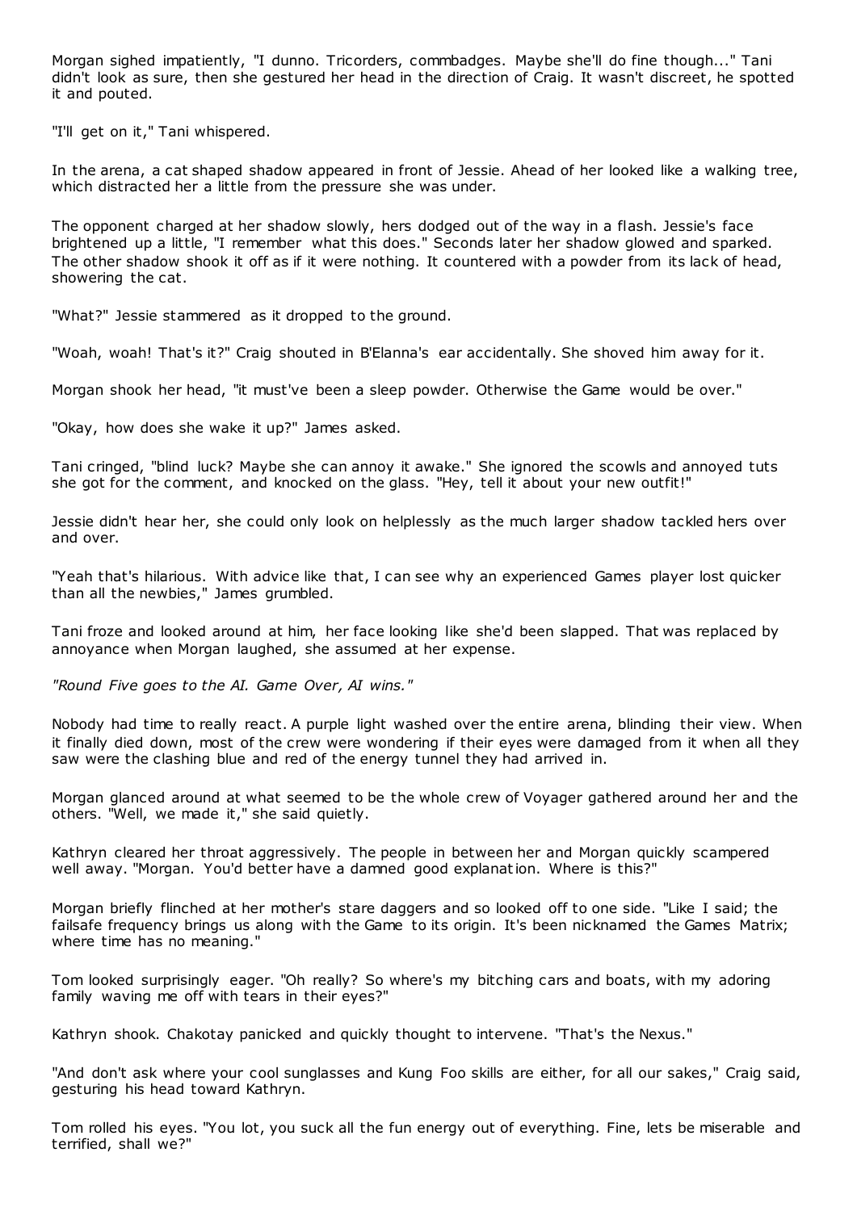Morgan sighed impatiently, "I dunno. Tricorders, commbadges. Maybe she'll do fine though..." Tani didn't look as sure, then she gestured her head in the direction of Craig. It wasn't discreet, he spotted it and pouted.

"I'll get on it," Tani whispered.

In the arena, a cat shaped shadow appeared in front of Jessie. Ahead of her looked like a walking tree, which distracted her a little from the pressure she was under.

The opponent charged at her shadow slowly, hers dodged out of the way in a flash. Jessie's face brightened up a little, "I remember what this does." Seconds later her shadow glowed and sparked. The other shadow shook it off as if it were nothing. It countered with a powder from its lack of head, showering the cat.

"What?" Jessie stammered as it dropped to the ground.

"Woah, woah! That's it?" Craig shouted in B'Elanna's ear accidentally. She shoved him away for it.

Morgan shook her head, "it must've been a sleep powder. Otherwise the Game would be over."

"Okay, how does she wake it up?" James asked.

Tani cringed, "blind luck? Maybe she can annoy it awake." She ignored the scowls and annoyed tuts she got for the comment, and knocked on the glass. "Hey, tell it about your new outfit!"

Jessie didn't hear her, she could only look on helplessly as the much larger shadow tackled hers over and over.

"Yeah that's hilarious. With advice like that, I can see why an experienced Games player lost quicker than all the newbies," James grumbled.

Tani froze and looked around at him, her face looking like she'd been slapped. That was replaced by annoyance when Morgan laughed, she assumed at her expense.

*"Round Five goes to the AI. Game Over, AI wins."*

Nobody had time to really react. A purple light washed over the entire arena, blinding their view. When it finally died down, most of the crew were wondering if their eyes were damaged from it when all they saw were the clashing blue and red of the energy tunnel they had arrived in.

Morgan glanced around at what seemed to be the whole crew of Voyager gathered around her and the others. "Well, we made it," she said quietly.

Kathryn cleared her throat aggressively. The people in between her and Morgan quickly scampered well away. "Morgan. You'd better have a damned good explanation. Where is this?"

Morgan briefly flinched at her mother's stare daggers and so looked off to one side. "Like I said; the failsafe frequency brings us along with the Game to its origin. It's been nicknamed the Games Matrix; where time has no meaning."

Tom looked surprisingly eager. "Oh really? So where's my bitching cars and boats, with my adoring family waving me off with tears in their eyes?"

Kathryn shook. Chakotay panicked and quickly thought to intervene. "That's the Nexus."

"And don't ask where your cool sunglasses and Kung Foo skills are either, for all our sakes," Craig said, gesturing his head toward Kathryn.

Tom rolled his eyes. "You lot, you suck all the fun energy out of everything. Fine, lets be miserable and terrified, shall we?"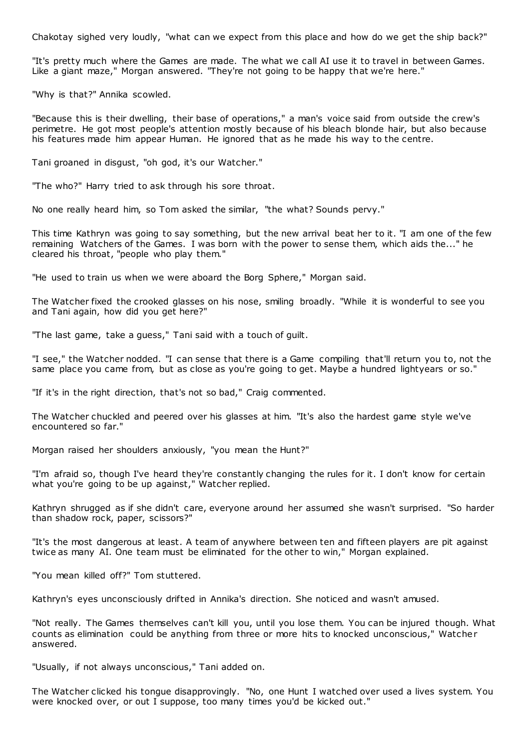Chakotay sighed very loudly, "what can we expect from this place and how do we get the ship back?"

"It's pretty much where the Games are made. The what we call AI use it to travel in between Games. Like a giant maze," Morgan answered. "They're not going to be happy that we're here."

"Why is that?" Annika scowled.

"Because this is their dwelling, their base of operations," a man's voice said from outside the crew's perimetre. He got most people's attention mostly because of his bleach blonde hair, but also because his features made him appear Human. He ignored that as he made his way to the centre.

Tani groaned in disgust, "oh god, it's our Watcher."

"The who?" Harry tried to ask through his sore throat.

No one really heard him, so Tom asked the similar, "the what? Sounds pervy."

This time Kathryn was going to say something, but the new arrival beat her to it. "I am one of the few remaining Watchers of the Games. I was born with the power to sense them, which aids the..." he cleared his throat, "people who play them."

"He used to train us when we were aboard the Borg Sphere," Morgan said.

The Watcher fixed the crooked glasses on his nose, smiling broadly. "While it is wonderful to see you and Tani again, how did you get here?"

"The last game, take a guess," Tani said with a touch of guilt.

"I see," the Watcher nodded. "I can sense that there is a Game compiling that'll return you to, not the same place you came from, but as close as you're going to get. Maybe a hundred lightyears or so."

"If it's in the right direction, that's not so bad," Craig commented.

The Watcher chuckled and peered over his glasses at him. "It's also the hardest game style we've encountered so far."

Morgan raised her shoulders anxiously, "you mean the Hunt?"

"I'm afraid so, though I've heard they're constantly changing the rules for it. I don't know for certain what you're going to be up against," Watcher replied.

Kathryn shrugged as if she didn't care, everyone around her assumed she wasn't surprised. "So harder than shadow rock, paper, scissors?"

"It's the most dangerous at least. A team of anywhere between ten and fifteen players are pit against twice as many AI. One team must be eliminated for the other to win," Morgan explained.

"You mean killed off?" Tom stuttered.

Kathryn's eyes unconsciously drifted in Annika's direction. She noticed and wasn't amused.

"Not really. The Games themselves can't kill you, until you lose them. You can be injured though. What counts as elimination could be anything from three or more hits to knocked unconscious," Watcher answered.

"Usually, if not always unconscious," Tani added on.

The Watcher clicked his tongue disapprovingly. "No, one Hunt I watched over used a lives system. You were knocked over, or out I suppose, too many times you'd be kicked out."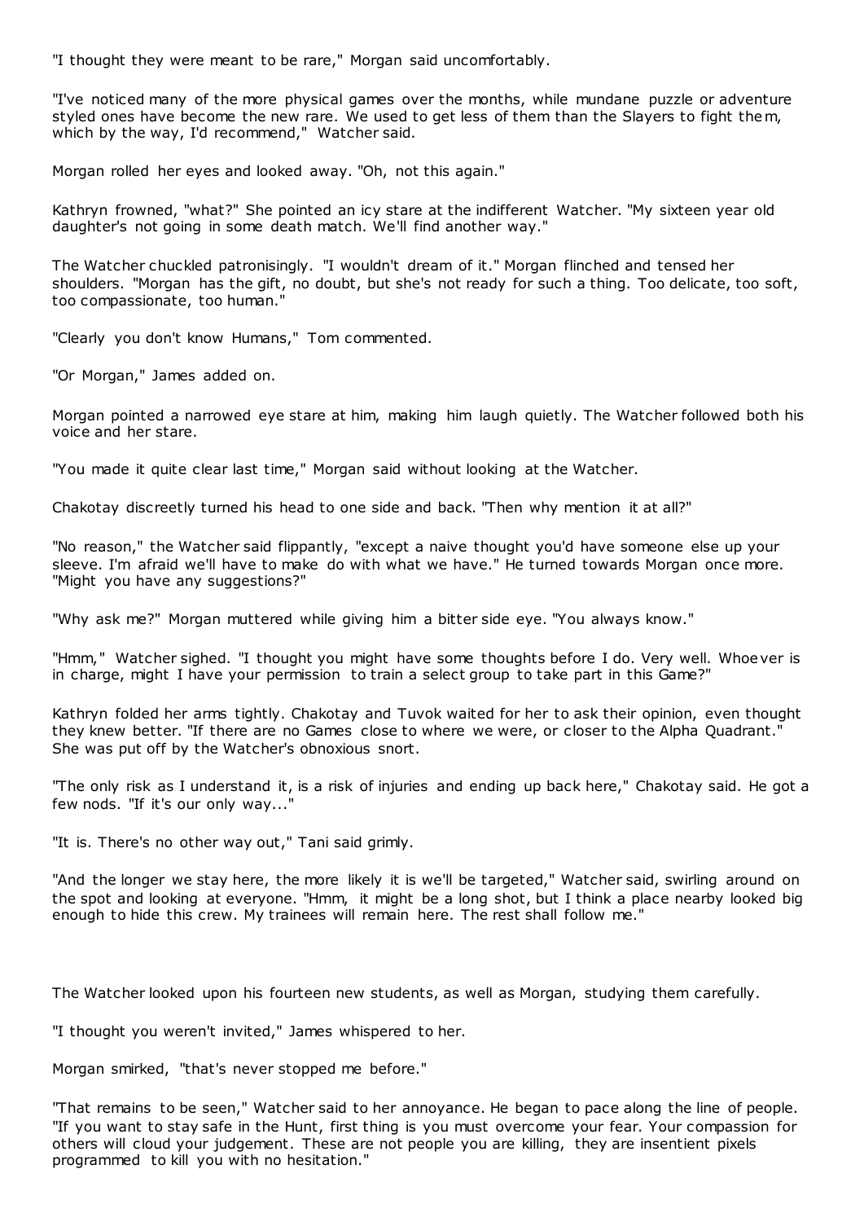"I thought they were meant to be rare," Morgan said uncomfortably.

"I've noticed many of the more physical games over the months, while mundane puzzle or adventure styled ones have become the new rare. We used to get less of them than the Slayers to fight them, which by the way, I'd recommend," Watcher said.

Morgan rolled her eyes and looked away. "Oh, not this again."

Kathryn frowned, "what?" She pointed an icy stare at the indifferent Watcher. "My sixteen year old daughter's not going in some death match. We'll find another way."

The Watcher chuckled patronisingly. "I wouldn't dream of it." Morgan flinched and tensed her shoulders. "Morgan has the gift, no doubt, but she's not ready for such a thing. Too delicate, too soft, too compassionate, too human."

"Clearly you don't know Humans," Tom commented.

"Or Morgan," James added on.

Morgan pointed a narrowed eye stare at him, making him laugh quietly. The Watcher followed both his voice and her stare.

"You made it quite clear last time," Morgan said without looking at the Watcher.

Chakotay discreetly turned his head to one side and back. "Then why mention it at all?"

"No reason," the Watcher said flippantly, "except a naive thought you'd have someone else up your sleeve. I'm afraid we'll have to make do with what we have." He turned towards Morgan once more. "Might you have any suggestions?"

"Why ask me?" Morgan muttered while giving him a bitter side eye. "You always know."

"Hmm," Watcher sighed. "I thought you might have some thoughts before I do. Very well. Whoever is in charge, might I have your permission to train a select group to take part in this Game?"

Kathryn folded her arms tightly. Chakotay and Tuvok waited for her to ask their opinion, even thought they knew better. "If there are no Games close to where we were, or closer to the Alpha Quadrant." She was put off by the Watcher's obnoxious snort.

"The only risk as I understand it, is a risk of injuries and ending up back here," Chakotay said. He got a few nods. "If it's our only way..."

"It is. There's no other way out," Tani said grimly.

"And the longer we stay here, the more likely it is we'll be targeted," Watcher said, swirling around on the spot and looking at everyone. "Hmm, it might be a long shot, but I think a place nearby looked big enough to hide this crew. My trainees will remain here. The rest shall follow me."

The Watcher looked upon his fourteen new students, as well as Morgan, studying them carefully.

"I thought you weren't invited," James whispered to her.

Morgan smirked, "that's never stopped me before."

"That remains to be seen," Watcher said to her annoyance. He began to pace along the line of people. "If you want to stay safe in the Hunt, first thing is you must overcome your fear. Your compassion for others will cloud your judgement. These are not people you are killing, they are insentient pixels programmed to kill you with no hesitation."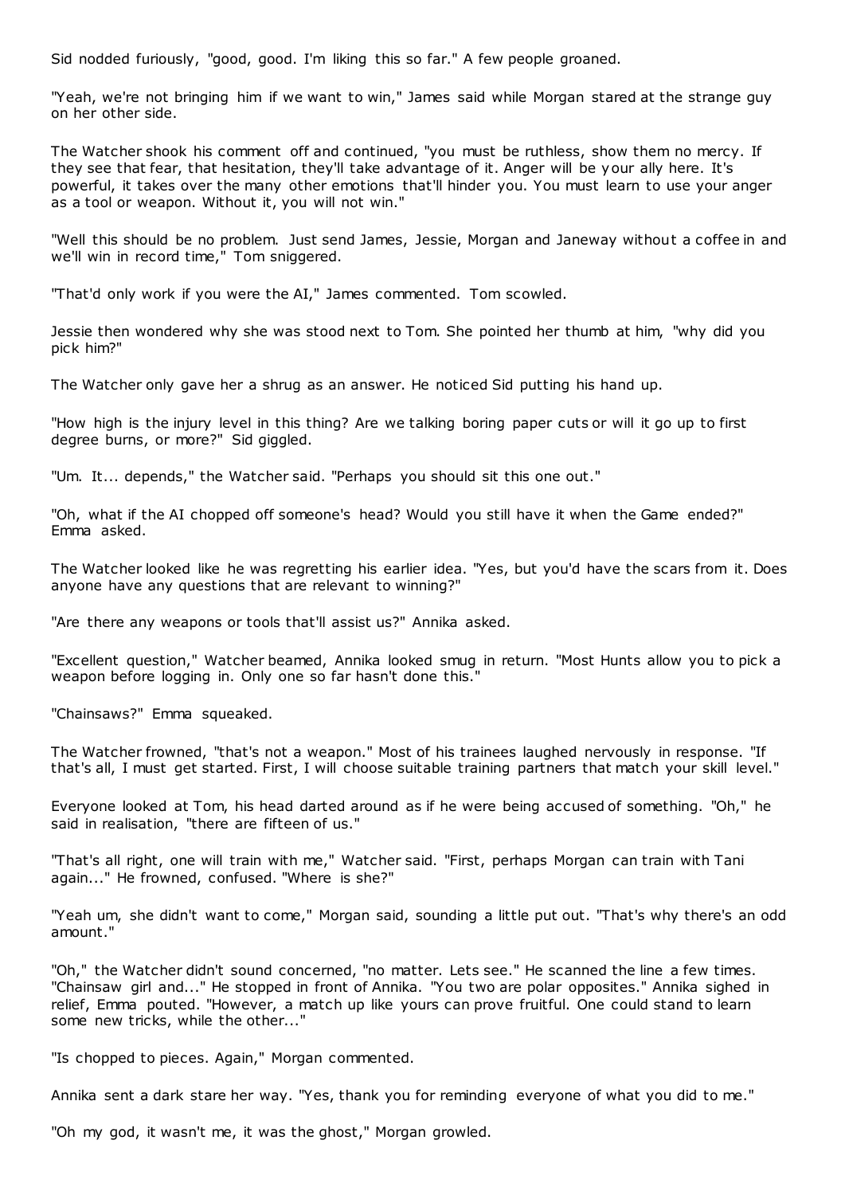Sid nodded furiously, "good, good. I'm liking this so far." A few people groaned.

"Yeah, we're not bringing him if we want to win," James said while Morgan stared at the strange guy on her other side.

The Watcher shook his comment off and continued, "you must be ruthless, show them no mercy. If they see that fear, that hesitation, they'll take advantage of it. Anger will be your ally here. It's powerful, it takes over the many other emotions that'll hinder you. You must learn to use your anger as a tool or weapon. Without it, you will not win."

"Well this should be no problem. Just send James, Jessie, Morgan and Janeway without a coffee in and we'll win in record time," Tom sniggered.

"That'd only work if you were the AI," James commented. Tom scowled.

Jessie then wondered why she was stood next to Tom. She pointed her thumb at him, "why did you pick him?"

The Watcher only gave her a shrug as an answer. He noticed Sid putting his hand up.

"How high is the injury level in this thing? Are we talking boring paper cuts or will it go up to first degree burns, or more?" Sid giggled.

"Um. It... depends," the Watcher said. "Perhaps you should sit this one out."

"Oh, what if the AI chopped off someone's head? Would you still have it when the Game ended?" Emma asked.

The Watcher looked like he was regretting his earlier idea. "Yes, but you'd have the scars from it. Does anyone have any questions that are relevant to winning?"

"Are there any weapons or tools that'll assist us?" Annika asked.

"Excellent question," Watcher beamed, Annika looked smug in return. "Most Hunts allow you to pick a weapon before logging in. Only one so far hasn't done this."

"Chainsaws?" Emma squeaked.

The Watcher frowned, "that's not a weapon." Most of his trainees laughed nervously in response. "If that's all, I must get started. First, I will choose suitable training partners that match your skill level."

Everyone looked at Tom, his head darted around as if he were being accused of something. "Oh," he said in realisation, "there are fifteen of us."

"That's all right, one will train with me," Watcher said. "First, perhaps Morgan can train with Tani again..." He frowned, confused. "Where is she?"

"Yeah um, she didn't want to come," Morgan said, sounding a little put out. "That's why there's an odd amount."

"Oh," the Watcher didn't sound concerned, "no matter. Lets see." He scanned the line a few times. "Chainsaw girl and..." He stopped in front of Annika. "You two are polar opposites." Annika sighed in relief, Emma pouted. "However, a match up like yours can prove fruitful. One could stand to learn some new tricks, while the other..."

"Is chopped to pieces. Again," Morgan commented.

Annika sent a dark stare her way. "Yes, thank you for reminding everyone of what you did to me."

"Oh my god, it wasn't me, it was the ghost," Morgan growled.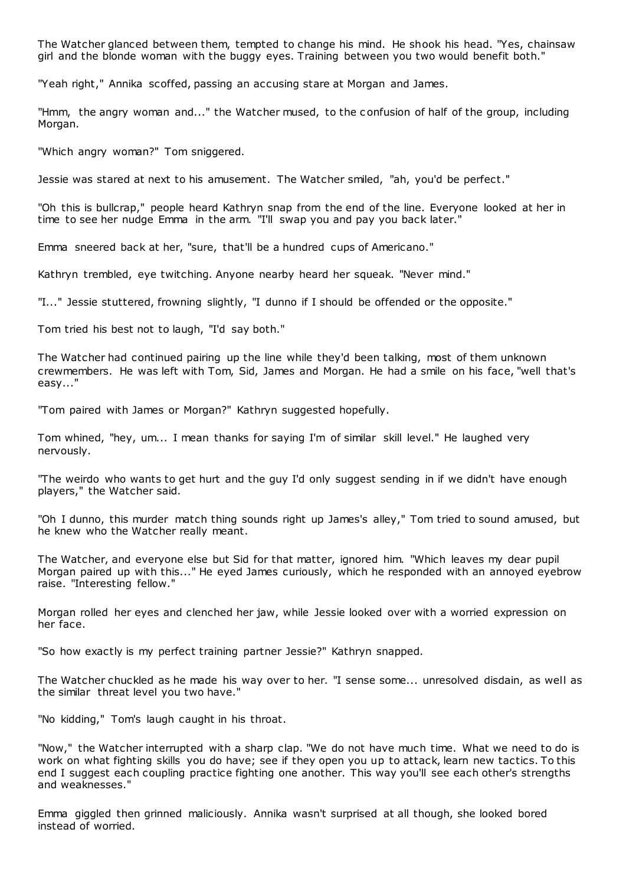The Watcher glanced between them, tempted to change his mind. He shook his head. "Yes, chainsaw girl and the blonde woman with the buggy eyes. Training between you two would benefit both."

"Yeah right," Annika scoffed, passing an accusing stare at Morgan and James.

"Hmm, the angry woman and..." the Watcher mused, to the confusion of half of the group, including Morgan.

"Which angry woman?" Tom sniggered.

Jessie was stared at next to his amusement. The Watcher smiled, "ah, you'd be perfect."

"Oh this is bullcrap," people heard Kathryn snap from the end of the line. Everyone looked at her in time to see her nudge Emma in the arm. "I'll swap you and pay you back later."

Emma sneered back at her, "sure, that'll be a hundred cups of Americano."

Kathryn trembled, eye twitching. Anyone nearby heard her squeak. "Never mind."

"I..." Jessie stuttered, frowning slightly, "I dunno if I should be offended or the opposite."

Tom tried his best not to laugh, "I'd say both."

The Watcher had continued pairing up the line while they'd been talking, most of them unknown crewmembers. He was left with Tom, Sid, James and Morgan. He had a smile on his face, "well that's easy..."

"Tom paired with James or Morgan?" Kathryn suggested hopefully.

Tom whined, "hey, um... I mean thanks for saying I'm of similar skill level." He laughed very nervously.

"The weirdo who wants to get hurt and the guy I'd only suggest sending in if we didn't have enough players," the Watcher said.

"Oh I dunno, this murder match thing sounds right up James's alley," Tom tried to sound amused, but he knew who the Watcher really meant.

The Watcher, and everyone else but Sid for that matter, ignored him. "Which leaves my dear pupil Morgan paired up with this..." He eyed James curiously, which he responded with an annoyed eyebrow raise. "Interesting fellow."

Morgan rolled her eyes and clenched her jaw, while Jessie looked over with a worried expression on her face.

"So how exactly is my perfect training partner Jessie?" Kathryn snapped.

The Watcher chuckled as he made his way over to her. "I sense some... unresolved disdain, as well as the similar threat level you two have."

"No kidding," Tom's laugh caught in his throat.

"Now," the Watcher interrupted with a sharp clap. "We do not have much time. What we need to do is work on what fighting skills you do have; see if they open you up to attack, learn new tactics. To this end I suggest each coupling practice fighting one another. This way you'll see each other's strengths and weaknesses."

Emma giggled then grinned maliciously. Annika wasn't surprised at all though, she looked bored instead of worried.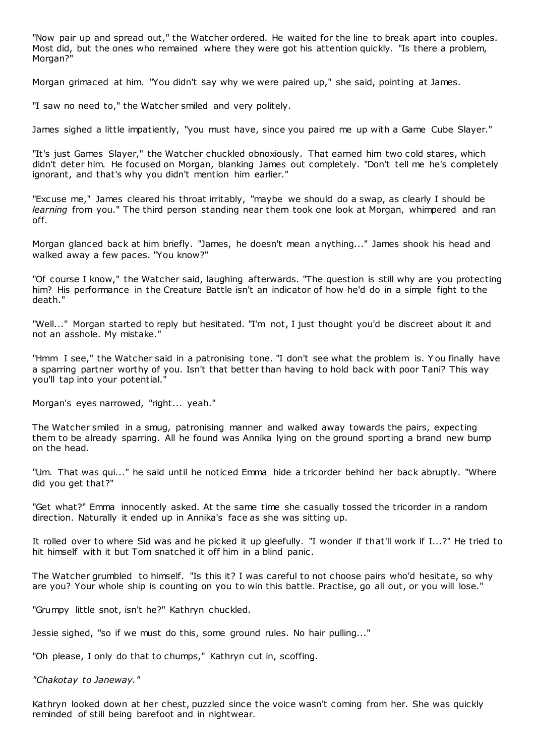"Now pair up and spread out," the Watcher ordered. He waited for the line to break apart into couples. Most did, but the ones who remained where they were got his attention quickly. "Is there a problem, Morgan?"

Morgan grimaced at him. "You didn't say why we were paired up," she said, pointing at James.

"I saw no need to," the Watcher smiled and very politely.

James sighed a little impatiently, "you must have, since you paired me up with a Game Cube Slayer."

"It's just Games Slayer," the Watcher chuckled obnoxiously. That earned him two cold stares, which didn't deter him. He focused on Morgan, blanking James out completely. "Don't tell me he's completely ignorant, and that's why you didn't mention him earlier."

"Excuse me," James cleared his throat irritably, "maybe we should do a swap, as clearly I should be *learning* from you." The third person standing near them took one look at Morgan, whimpered and ran off.

Morgan glanced back at him briefly. "James, he doesn't mean anything..." James shook his head and walked away a few paces. "You know?"

"Of course I know," the Watcher said, laughing afterwards. "The question is still why are you protecting him? His performance in the Creature Battle isn't an indicator of how he'd do in a simple fight to the death."

"Well..." Morgan started to reply but hesitated. "I'm not, I just thought you'd be discreet about it and not an asshole. My mistake."

"Hmm I see," the Watcher said in a patronising tone. "I don't see what the problem is. You finally have a sparring partner worthy of you. Isn't that better than having to hold back with poor Tani? This way you'll tap into your potential."

Morgan's eyes narrowed, "right... yeah."

The Watcher smiled in a smug, patronising manner and walked away towards the pairs, expecting them to be already sparring. All he found was Annika lying on the ground sporting a brand new bump on the head.

"Um. That was qui..." he said until he noticed Emma hide a tricorder behind her back abruptly. "Where did you get that?"

"Get what?" Emma innocently asked. At the same time she casually tossed the tricorder in a random direction. Naturally it ended up in Annika's face as she was sitting up.

It rolled over to where Sid was and he picked it up gleefully. "I wonder if that'll work if I...?" He tried to hit himself with it but Tom snatched it off him in a blind panic.

The Watcher grumbled to himself. "Is this it? I was careful to not choose pairs who'd hesitate, so why are you? Your whole ship is counting on you to win this battle. Practise, go all out, or you will lose."

"Grumpy little snot, isn't he?" Kathryn chuckled.

Jessie sighed, "so if we must do this, some ground rules. No hair pulling..."

"Oh please, I only do that to chumps," Kathryn cut in, scoffing.

*"Chakotay to Janeway."*

Kathryn looked down at her chest, puzzled since the voice wasn't coming from her. She was quickly reminded of still being barefoot and in nightwear.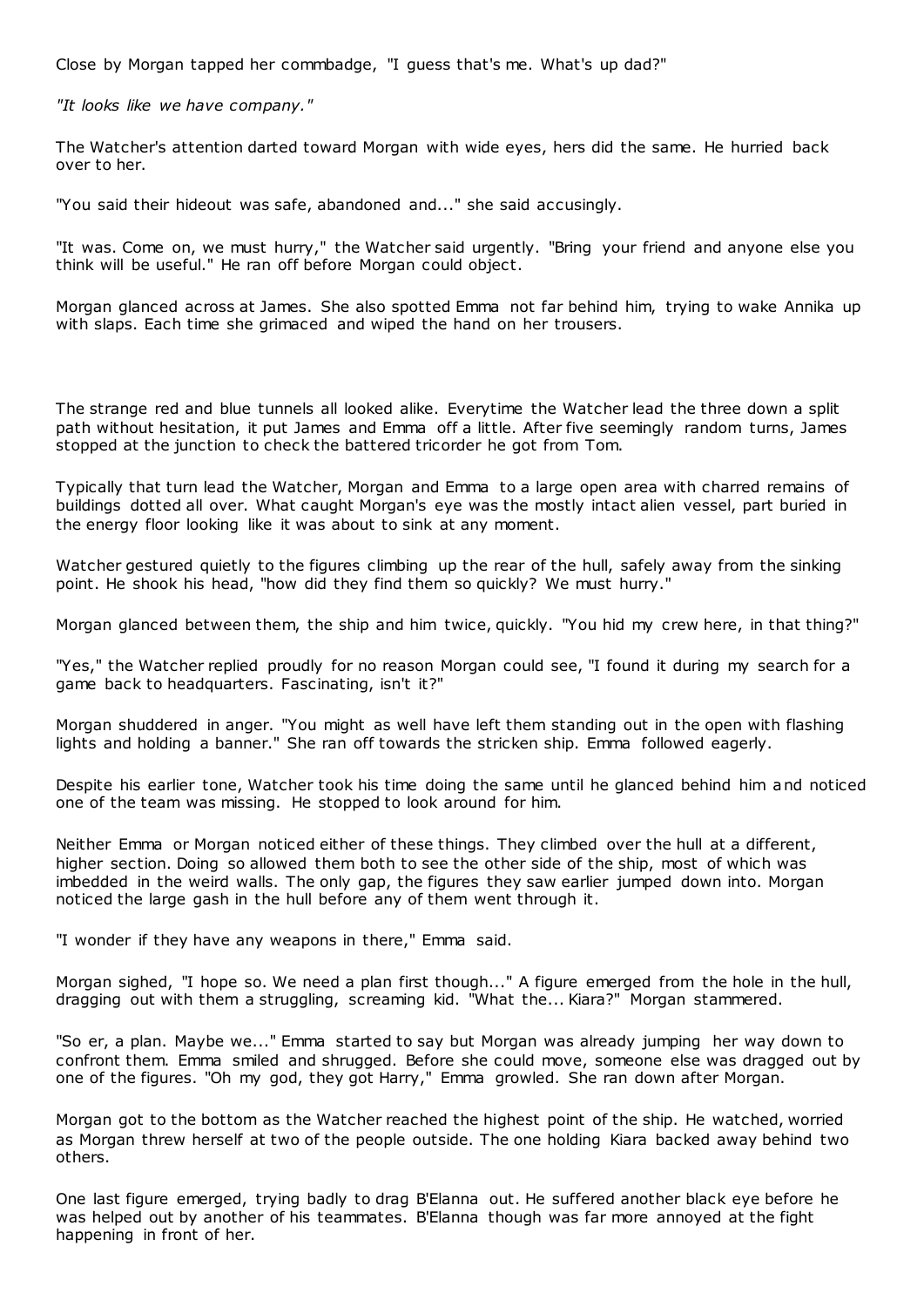Close by Morgan tapped her commbadge, "I guess that's me. What's up dad?"

*"It looks like we have company."*

The Watcher's attention darted toward Morgan with wide eyes, hers did the same. He hurried back over to her.

"You said their hideout was safe, abandoned and..." she said accusingly.

"It was. Come on, we must hurry," the Watcher said urgently. "Bring your friend and anyone else you think will be useful." He ran off before Morgan could object.

Morgan glanced across at James. She also spotted Emma not far behind him, trying to wake Annika up with slaps. Each time she grimaced and wiped the hand on her trousers.

The strange red and blue tunnels all looked alike. Everytime the Watcher lead the three down a split path without hesitation, it put James and Emma off a little. After five seemingly random turns, James stopped at the junction to check the battered tricorder he got from Tom.

Typically that turn lead the Watcher, Morgan and Emma to a large open area with charred remains of buildings dotted all over. What caught Morgan's eye was the mostly intact alien vessel, part buried in the energy floor looking like it was about to sink at any moment.

Watcher gestured quietly to the figures climbing up the rear of the hull, safely away from the sinking point. He shook his head, "how did they find them so quickly? We must hurry."

Morgan glanced between them, the ship and him twice, quickly. "You hid my crew here, in that thing?"

"Yes," the Watcher replied proudly for no reason Morgan could see, "I found it during my search for a game back to headquarters. Fascinating, isn't it?"

Morgan shuddered in anger. "You might as well have left them standing out in the open with flashing lights and holding a banner." She ran off towards the stricken ship. Emma followed eagerly.

Despite his earlier tone, Watcher took his time doing the same until he glanced behind him and noticed one of the team was missing. He stopped to look around for him.

Neither Emma or Morgan noticed either of these things. They climbed over the hull at a different, higher section. Doing so allowed them both to see the other side of the ship, most of which was imbedded in the weird walls. The only gap, the figures they saw earlier jumped down into. Morgan noticed the large gash in the hull before any of them went through it.

"I wonder if they have any weapons in there," Emma said.

Morgan sighed, "I hope so. We need a plan first though..." A figure emerged from the hole in the hull, dragging out with them a struggling, screaming kid. "What the... Kiara?" Morgan stammered.

"So er, a plan. Maybe we..." Emma started to say but Morgan was already jumping her way down to confront them. Emma smiled and shrugged. Before she could move, someone else was dragged out by one of the figures. "Oh my god, they got Harry," Emma growled. She ran down after Morgan.

Morgan got to the bottom as the Watcher reached the highest point of the ship. He watched, worried as Morgan threw herself at two of the people outside. The one holding Kiara backed away behind two others.

One last figure emerged, trying badly to drag B'Elanna out. He suffered another black eye before he was helped out by another of his teammates. B'Elanna though was far more annoyed at the fight happening in front of her.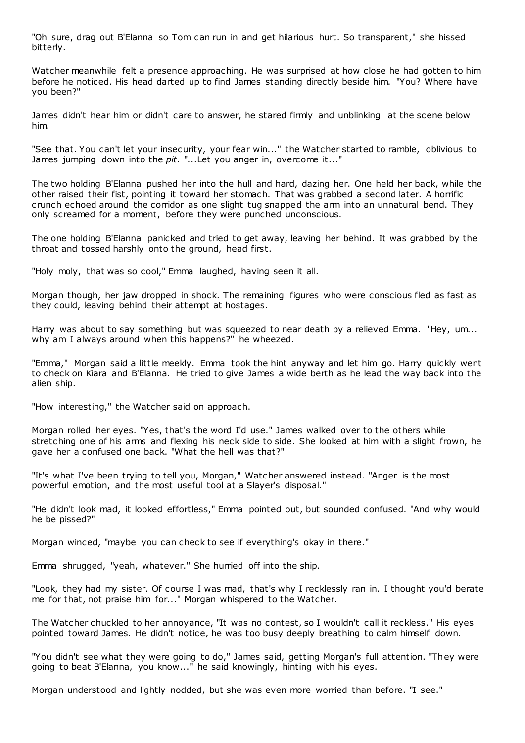"Oh sure, drag out B'Elanna so Tom can run in and get hilarious hurt. So transparent," she hissed bitterly.

Watcher meanwhile felt a presence approaching. He was surprised at how close he had gotten to him before he noticed. His head darted up to find James standing directly beside him. "You? Where have you been?"

James didn't hear him or didn't care to answer, he stared firmly and unblinking at the scene below him.

"See that. You can't let your insecurity, your fear win..." the Watcher started to ramble, oblivious to James jumping down into the *pit.* "...Let you anger in, overcome it..."

The two holding B'Elanna pushed her into the hull and hard, dazing her. One held her back, while the other raised their fist, pointing it toward her stomach. That was grabbed a second later. A horrific crunch echoed around the corridor as one slight tug snapped the arm into an unnatural bend. They only screamed for a moment, before they were punched unconscious.

The one holding B'Elanna panicked and tried to get away, leaving her behind. It was grabbed by the throat and tossed harshly onto the ground, head first.

"Holy moly, that was so cool," Emma laughed, having seen it all.

Morgan though, her jaw dropped in shock. The remaining figures who were conscious fled as fast as they could, leaving behind their attempt at hostages.

Harry was about to say something but was squeezed to near death by a relieved Emma. "Hey, um... why am I always around when this happens?" he wheezed.

"Emma," Morgan said a little meekly. Emma took the hint anyway and let him go. Harry quickly went to check on Kiara and B'Elanna. He tried to give James a wide berth as he lead the way back into the alien ship.

"How interesting," the Watcher said on approach.

Morgan rolled her eyes. "Yes, that's the word I'd use." James walked over to the others while stretching one of his arms and flexing his neck side to side. She looked at him with a slight frown, he gave her a confused one back. "What the hell was that?"

"It's what I've been trying to tell you, Morgan," Watcher answered instead. "Anger is the most powerful emotion, and the most useful tool at a Slayer's disposal."

"He didn't look mad, it looked effortless," Emma pointed out, but sounded confused. "And why would he be pissed?"

Morgan winced, "maybe you can check to see if everything's okay in there."

Emma shrugged, "yeah, whatever." She hurried off into the ship.

"Look, they had my sister. Of course I was mad, that's why I recklessly ran in. I thought you'd berate me for that, not praise him for..." Morgan whispered to the Watcher.

The Watcher chuckled to her annoyance, "It was no contest, so I wouldn't call it reckless." His eyes pointed toward James. He didn't notice, he was too busy deeply breathing to calm himself down.

"You didn't see what they were going to do," James said, getting Morgan's full attention. "They were going to beat B'Elanna, you know..." he said knowingly, hinting with his eyes.

Morgan understood and lightly nodded, but she was even more worried than before. "I see."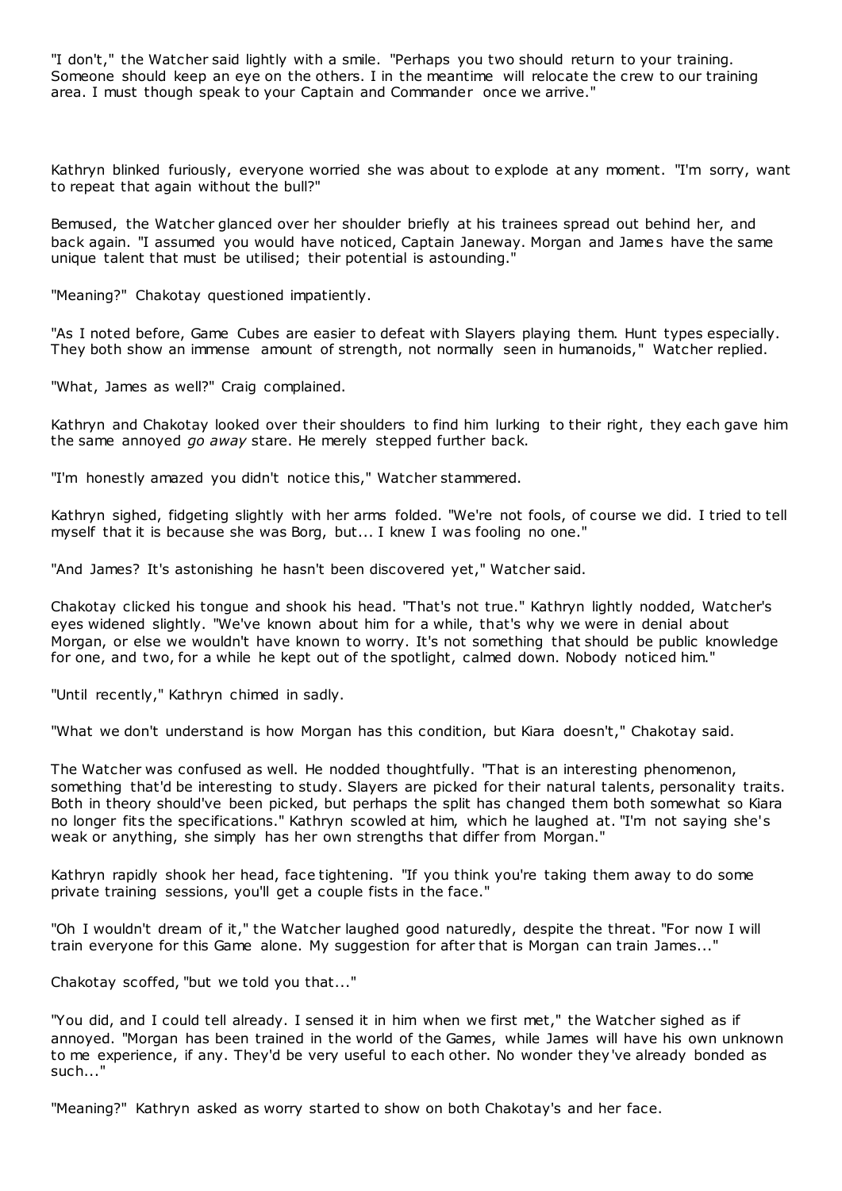"I don't," the Watcher said lightly with a smile. "Perhaps you two should return to your training. Someone should keep an eye on the others. I in the meantime will relocate the crew to our training area. I must though speak to your Captain and Commander once we arrive."

Kathryn blinked furiously, everyone worried she was about to explode at any moment. "I'm sorry, want to repeat that again without the bull?"

Bemused, the Watcher glanced over her shoulder briefly at his trainees spread out behind her, and back again. "I assumed you would have noticed, Captain Janeway. Morgan and James have the same unique talent that must be utilised; their potential is astounding."

"Meaning?" Chakotay questioned impatiently.

"As I noted before, Game Cubes are easier to defeat with Slayers playing them. Hunt types especially. They both show an immense amount of strength, not normally seen in humanoids," Watcher replied.

"What, James as well?" Craig complained.

Kathryn and Chakotay looked over their shoulders to find him lurking to their right, they each gave him the same annoyed *go away* stare. He merely stepped further back.

"I'm honestly amazed you didn't notice this," Watcher stammered.

Kathryn sighed, fidgeting slightly with her arms folded. "We're not fools, of course we did. I tried to tell myself that it is because she was Borg, but... I knew I was fooling no one."

"And James? It's astonishing he hasn't been discovered yet," Watcher said.

Chakotay clicked his tongue and shook his head. "That's not true." Kathryn lightly nodded, Watcher's eyes widened slightly. "We've known about him for a while, that's why we were in denial about Morgan, or else we wouldn't have known to worry. It's not something that should be public knowledge for one, and two, for a while he kept out of the spotlight, calmed down. Nobody noticed him."

"Until recently," Kathryn chimed in sadly.

"What we don't understand is how Morgan has this condition, but Kiara doesn't," Chakotay said.

The Watcher was confused as well. He nodded thoughtfully. "That is an interesting phenomenon, something that'd be interesting to study. Slayers are picked for their natural talents, personality traits. Both in theory should've been picked, but perhaps the split has changed them both somewhat so Kiara no longer fits the specifications." Kathryn scowled at him, which he laughed at. "I'm not saying she's weak or anything, she simply has her own strengths that differ from Morgan."

Kathryn rapidly shook her head, face tightening. "If you think you're taking them away to do some private training sessions, you'll get a couple fists in the face."

"Oh I wouldn't dream of it," the Watcher laughed good naturedly, despite the threat. "For now I will train everyone for this Game alone. My suggestion for after that is Morgan can train James..."

Chakotay scoffed, "but we told you that..."

"You did, and I could tell already. I sensed it in him when we first met," the Watcher sighed as if annoyed. "Morgan has been trained in the world of the Games, while James will have his own unknown to me experience, if any. They'd be very useful to each other. No wonder they've already bonded as such..."

"Meaning?" Kathryn asked as worry started to show on both Chakotay's and her face.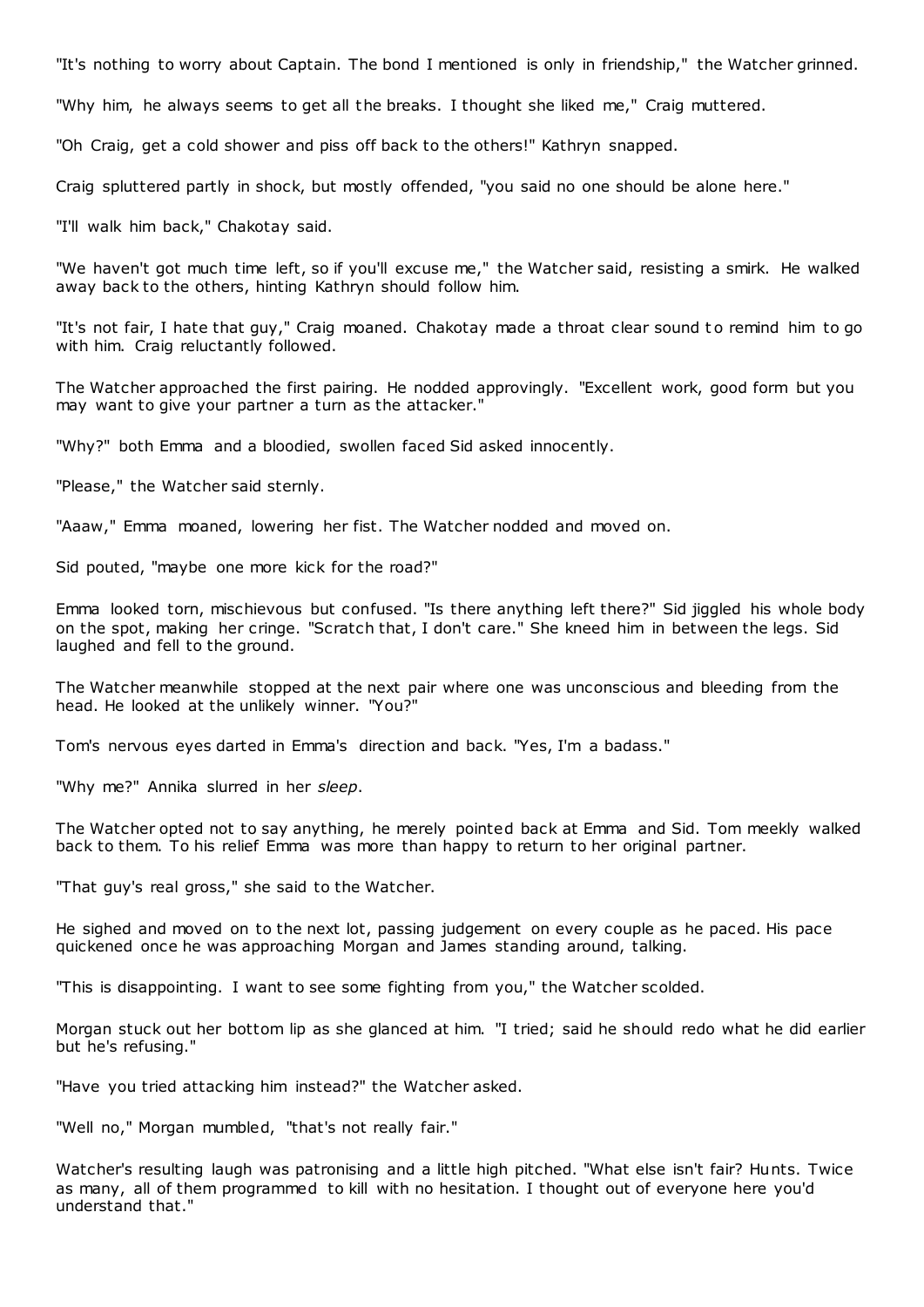"It's nothing to worry about Captain. The bond I mentioned is only in friendship," the Watcher grinned.

"Why him, he always seems to get all the breaks. I thought she liked me," Craig muttered.

"Oh Craig, get a cold shower and piss off back to the others!" Kathryn snapped.

Craig spluttered partly in shock, but mostly offended, "you said no one should be alone here."

"I'll walk him back," Chakotay said.

"We haven't got much time left, so if you'll excuse me," the Watcher said, resisting a smirk. He walked away back to the others, hinting Kathryn should follow him.

"It's not fair, I hate that guy," Craig moaned. Chakotay made a throat clear sound to remind him to go with him. Craig reluctantly followed.

The Watcher approached the first pairing. He nodded approvingly. "Excellent work, good form but you may want to give your partner a turn as the attacker."

"Why?" both Emma and a bloodied, swollen faced Sid asked innocently.

"Please," the Watcher said sternly.

"Aaaw," Emma moaned, lowering her fist. The Watcher nodded and moved on.

Sid pouted, "maybe one more kick for the road?"

Emma looked torn, mischievous but confused. "Is there anything left there?" Sid jiggled his whole body on the spot, making her cringe. "Scratch that, I don't care." She kneed him in between the legs. Sid laughed and fell to the ground.

The Watcher meanwhile stopped at the next pair where one was unconscious and bleeding from the head. He looked at the unlikely winner. "You?"

Tom's nervous eyes darted in Emma's direction and back. "Yes, I'm a badass."

"Why me?" Annika slurred in her *sleep*.

The Watcher opted not to say anything, he merely pointed back at Emma and Sid. Tom meekly walked back to them. To his relief Emma was more than happy to return to her original partner.

"That guy's real gross," she said to the Watcher.

He sighed and moved on to the next lot, passing judgement on every couple as he paced. His pace quickened once he was approaching Morgan and James standing around, talking.

"This is disappointing. I want to see some fighting from you," the Watcher scolded.

Morgan stuck out her bottom lip as she glanced at him. "I tried; said he should redo what he did earlier but he's refusing."

"Have you tried attacking him instead?" the Watcher asked.

"Well no," Morgan mumbled, "that's not really fair."

Watcher's resulting laugh was patronising and a little high pitched. "What else isn't fair? Hunts. Twice as many, all of them programmed to kill with no hesitation. I thought out of everyone here you'd understand that."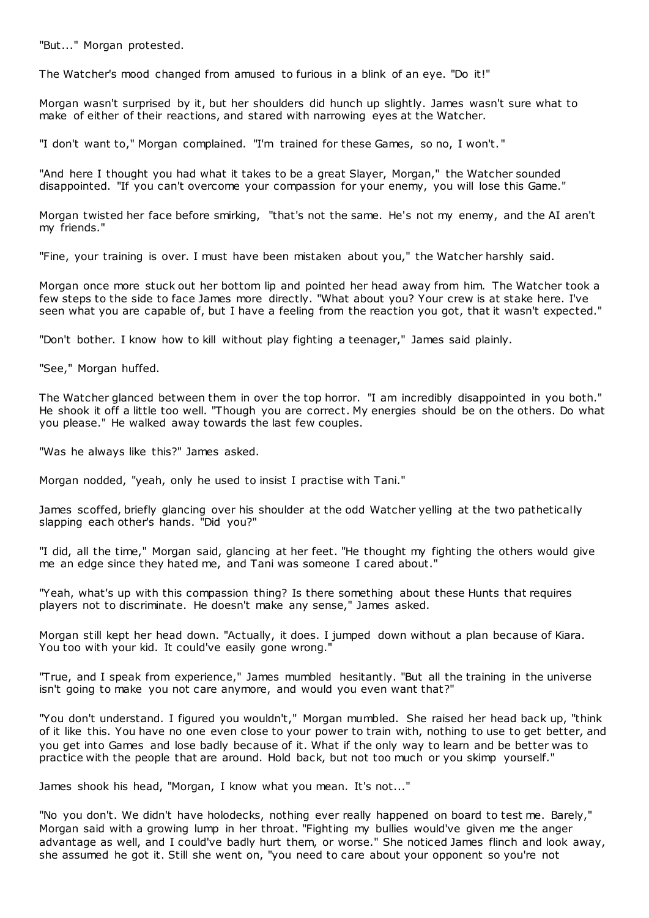"But..." Morgan protested.

The Watcher's mood changed from amused to furious in a blink of an eye. "Do it!"

Morgan wasn't surprised by it, but her shoulders did hunch up slightly. James wasn't sure what to make of either of their reactions, and stared with narrowing eyes at the Watcher.

"I don't want to," Morgan complained. "I'm trained for these Games, so no, I won't."

"And here I thought you had what it takes to be a great Slayer, Morgan," the Watcher sounded disappointed. "If you can't overcome your compassion for your enemy, you will lose this Game."

Morgan twisted her face before smirking, "that's not the same. He's not my enemy, and the AI aren't my friends."

"Fine, your training is over. I must have been mistaken about you," the Watcher harshly said.

Morgan once more stuck out her bottom lip and pointed her head away from him. The Watcher took a few steps to the side to face James more directly. "What about you? Your crew is at stake here. I've seen what you are capable of, but I have a feeling from the reaction you got, that it wasn't expected."

"Don't bother. I know how to kill without play fighting a teenager," James said plainly.

"See," Morgan huffed.

The Watcher glanced between them in over the top horror. "I am incredibly disappointed in you both." He shook it off a little too well. "Though you are correct. My energies should be on the others. Do what you please." He walked away towards the last few couples.

"Was he always like this?" James asked.

Morgan nodded, "yeah, only he used to insist I practise with Tani."

James scoffed, briefly glancing over his shoulder at the odd Watcher yelling at the two pathetically slapping each other's hands. "Did you?"

"I did, all the time," Morgan said, glancing at her feet. "He thought my fighting the others would give me an edge since they hated me, and Tani was someone I cared about."

"Yeah, what's up with this compassion thing? Is there something about these Hunts that requires players not to discriminate. He doesn't make any sense," James asked.

Morgan still kept her head down. "Actually, it does. I jumped down without a plan because of Kiara. You too with your kid. It could've easily gone wrong."

"True, and I speak from experience," James mumbled hesitantly. "But all the training in the universe isn't going to make you not care anymore, and would you even want that?"

"You don't understand. I figured you wouldn't," Morgan mumbled. She raised her head back up, "think of it like this. You have no one even close to your power to train with, nothing to use to get better, and you get into Games and lose badly because of it. What if the only way to learn and be better was to practice with the people that are around. Hold back, but not too much or you skimp yourself."

James shook his head, "Morgan, I know what you mean. It's not..."

"No you don't. We didn't have holodecks, nothing ever really happened on board to test me. Barely," Morgan said with a growing lump in her throat. "Fighting my bullies would've given me the anger advantage as well, and I could've badly hurt them, or worse." She noticed James flinch and look away, she assumed he got it. Still she went on, "you need to care about your opponent so you're not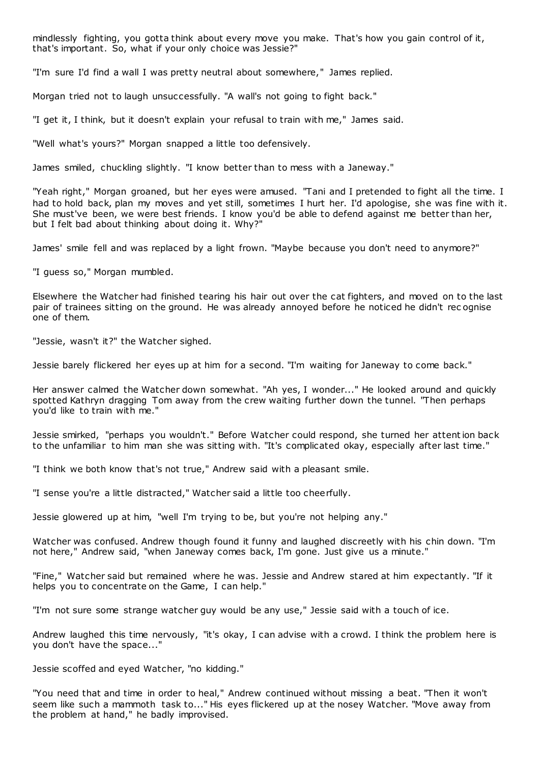mindlessly fighting, you gotta think about every move you make. That's how you gain control of it, that's important. So, what if your only choice was Jessie?"

"I'm sure I'd find a wall I was pretty neutral about somewhere," James replied.

Morgan tried not to laugh unsuccessfully. "A wall's not going to fight back."

"I get it, I think, but it doesn't explain your refusal to train with me," James said.

"Well what's yours?" Morgan snapped a little too defensively.

James smiled, chuckling slightly. "I know better than to mess with a Janeway."

"Yeah right," Morgan groaned, but her eyes were amused. "Tani and I pretended to fight all the time. I had to hold back, plan my moves and yet still, sometimes I hurt her. I'd apologise, she was fine with it. She must've been, we were best friends. I know you'd be able to defend against me better than her, but I felt bad about thinking about doing it. Why?"

James' smile fell and was replaced by a light frown. "Maybe because you don't need to anymore?"

"I guess so," Morgan mumbled.

Elsewhere the Watcher had finished tearing his hair out over the cat fighters, and moved on to the last pair of trainees sitting on the ground. He was already annoyed before he noticed he didn't recognise one of them.

"Jessie, wasn't it?" the Watcher sighed.

Jessie barely flickered her eyes up at him for a second. "I'm waiting for Janeway to come back."

Her answer calmed the Watcher down somewhat. "Ah yes, I wonder..." He looked around and quickly spotted Kathryn dragging Tom away from the crew waiting further down the tunnel. "Then perhaps you'd like to train with me."

Jessie smirked, "perhaps you wouldn't." Before Watcher could respond, she turned her attention back to the unfamiliar to him man she was sitting with. "It's complicated okay, especially after last time."

"I think we both know that's not true," Andrew said with a pleasant smile.

"I sense you're a little distracted," Watcher said a little too cheerfully.

Jessie glowered up at him, "well I'm trying to be, but you're not helping any."

Watcher was confused. Andrew though found it funny and laughed discreetly with his chin down. "I'm not here," Andrew said, "when Janeway comes back, I'm gone. Just give us a minute."

"Fine," Watcher said but remained where he was. Jessie and Andrew stared at him expectantly. "If it helps you to concentrate on the Game, I can help."

"I'm not sure some strange watcher guy would be any use," Jessie said with a touch of ice.

Andrew laughed this time nervously, "it's okay, I can advise with a crowd. I think the problem here is you don't have the space..."

Jessie scoffed and eyed Watcher, "no kidding."

"You need that and time in order to heal," Andrew continued without missing a beat. "Then it won't seem like such a mammoth task to..." His eyes flickered up at the nosey Watcher. "Move away from the problem at hand," he badly improvised.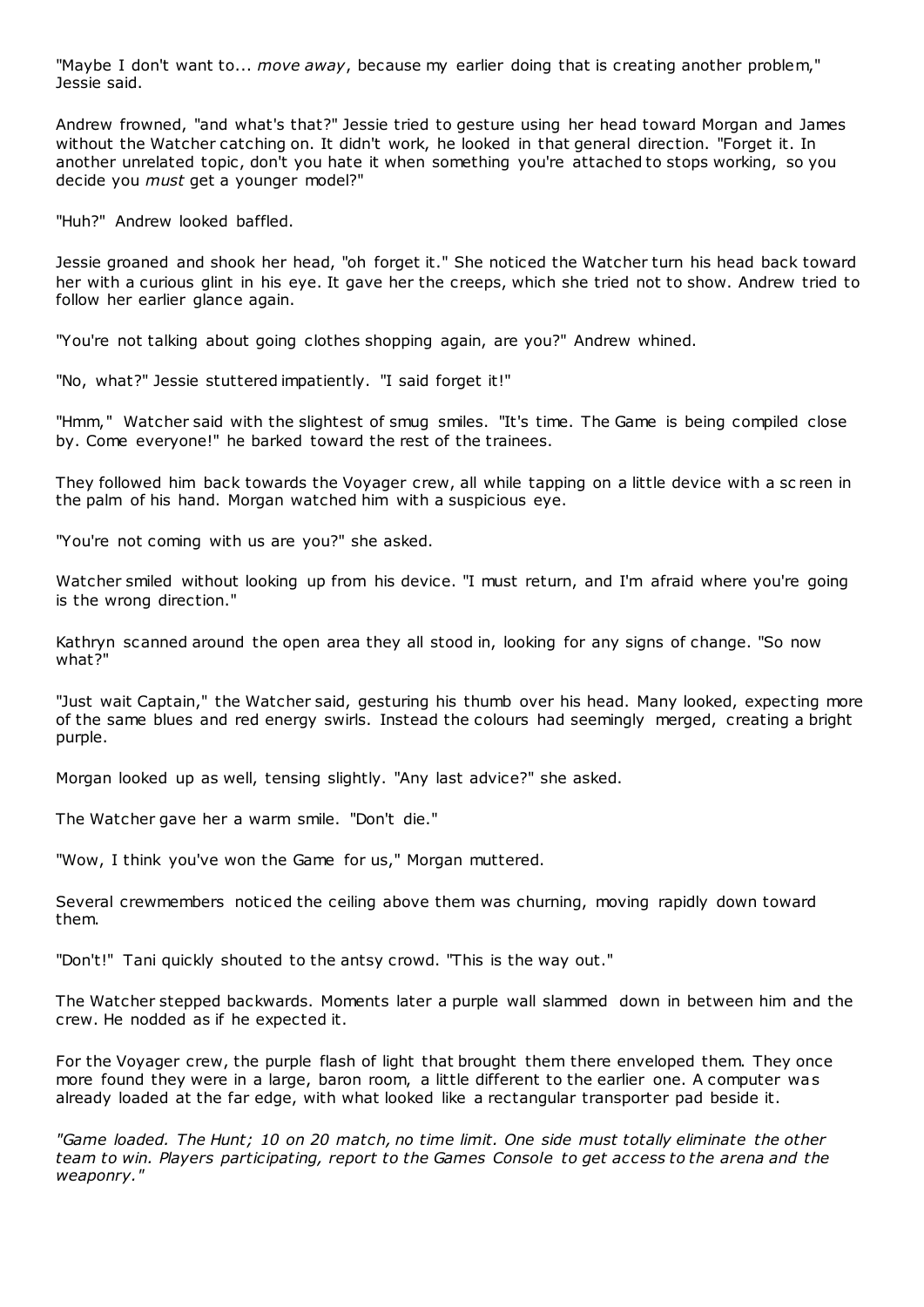"Maybe I don't want to... *move away*, because my earlier doing that is creating another problem," Jessie said.

Andrew frowned, "and what's that?" Jessie tried to gesture using her head toward Morgan and James without the Watcher catching on. It didn't work, he looked in that general direction. "Forget it. In another unrelated topic, don't you hate it when something you're attached to stops working, so you decide you *must* get a younger model?"

"Huh?" Andrew looked baffled.

Jessie groaned and shook her head, "oh forget it." She noticed the Watcher turn his head back toward her with a curious glint in his eye. It gave her the creeps, which she tried not to show. Andrew tried to follow her earlier glance again.

"You're not talking about going clothes shopping again, are you?" Andrew whined.

"No, what?" Jessie stuttered impatiently. "I said forget it!"

"Hmm," Watcher said with the slightest of smug smiles. "It's time. The Game is being compiled close by. Come everyone!" he barked toward the rest of the trainees.

They followed him back towards the Voyager crew, all while tapping on a little device with a screen in the palm of his hand. Morgan watched him with a suspicious eye.

"You're not coming with us are you?" she asked.

Watcher smiled without looking up from his device. "I must return, and I'm afraid where you're going is the wrong direction."

Kathryn scanned around the open area they all stood in, looking for any signs of change. "So now what?"

"Just wait Captain," the Watcher said, gesturing his thumb over his head. Many looked, expecting more of the same blues and red energy swirls. Instead the colours had seemingly merged, creating a bright purple.

Morgan looked up as well, tensing slightly. "Any last advice?" she asked.

The Watcher gave her a warm smile. "Don't die."

"Wow, I think you've won the Game for us," Morgan muttered.

Several crewmembers noticed the ceiling above them was churning, moving rapidly down toward them.

"Don't!" Tani quickly shouted to the antsy crowd. "This is the way out."

The Watcher stepped backwards. Moments later a purple wall slammed down in between him and the crew. He nodded as if he expected it.

For the Voyager crew, the purple flash of light that brought them there enveloped them. They once more found they were in a large, baron room, a little different to the earlier one. A computer was already loaded at the far edge, with what looked like a rectangular transporter pad beside it.

*"Game loaded. The Hunt; 10 on 20 match, no time limit. One side must totally eliminate the other team to win. Players participating, report to the Games Console to get access to the arena and the weaponry."*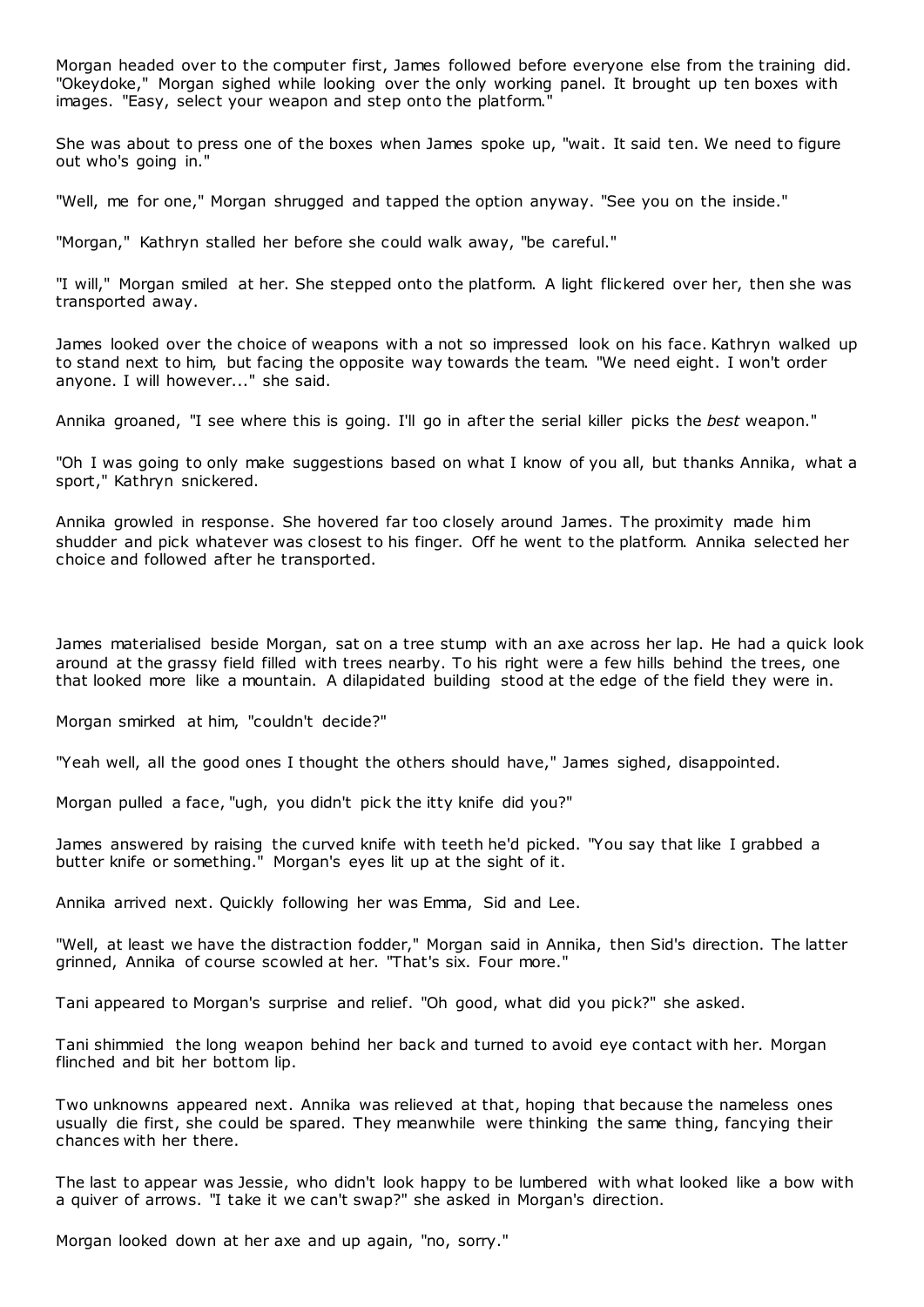Morgan headed over to the computer first, James followed before everyone else from the training did. "Okeydoke," Morgan sighed while looking over the only working panel. It brought up ten boxes with images. "Easy, select your weapon and step onto the platform."

She was about to press one of the boxes when James spoke up, "wait. It said ten. We need to figure out who's going in."

"Well, me for one," Morgan shrugged and tapped the option anyway. "See you on the inside."

"Morgan," Kathryn stalled her before she could walk away, "be careful."

"I will," Morgan smiled at her. She stepped onto the platform. A light flickered over her, then she was transported away.

James looked over the choice of weapons with a not so impressed look on his face. Kathryn walked up to stand next to him, but facing the opposite way towards the team. "We need eight. I won't order anyone. I will however..." she said.

Annika groaned, "I see where this is going. I'll go in after the serial killer picks the *best* weapon."

"Oh I was going to only make suggestions based on what I know of you all, but thanks Annika, what a sport," Kathryn snickered.

Annika growled in response. She hovered far too closely around James. The proximity made him shudder and pick whatever was closest to his finger. Off he went to the platform. Annika selected her choice and followed after he transported.

James materialised beside Morgan, sat on a tree stump with an axe across her lap. He had a quick look around at the grassy field filled with trees nearby. To his right were a few hills behind the trees, one that looked more like a mountain. A dilapidated building stood at the edge of the field they were in.

Morgan smirked at him, "couldn't decide?"

"Yeah well, all the good ones I thought the others should have," James sighed, disappointed.

Morgan pulled a face, "ugh, you didn't pick the itty knife did you?"

James answered by raising the curved knife with teeth he'd picked. "You say that like I grabbed a butter knife or something." Morgan's eyes lit up at the sight of it.

Annika arrived next. Quickly following her was Emma, Sid and Lee.

"Well, at least we have the distraction fodder," Morgan said in Annika, then Sid's direction. The latter grinned, Annika of course scowled at her. "That's six. Four more."

Tani appeared to Morgan's surprise and relief. "Oh good, what did you pick?" she asked.

Tani shimmied the long weapon behind her back and turned to avoid eye contact with her. Morgan flinched and bit her bottom lip.

Two unknowns appeared next. Annika was relieved at that, hoping that because the nameless ones usually die first, she could be spared. They meanwhile were thinking the same thing, fancying their chances with her there.

The last to appear was Jessie, who didn't look happy to be lumbered with what looked like a bow with a quiver of arrows. "I take it we can't swap?" she asked in Morgan's direction.

Morgan looked down at her axe and up again, "no, sorry."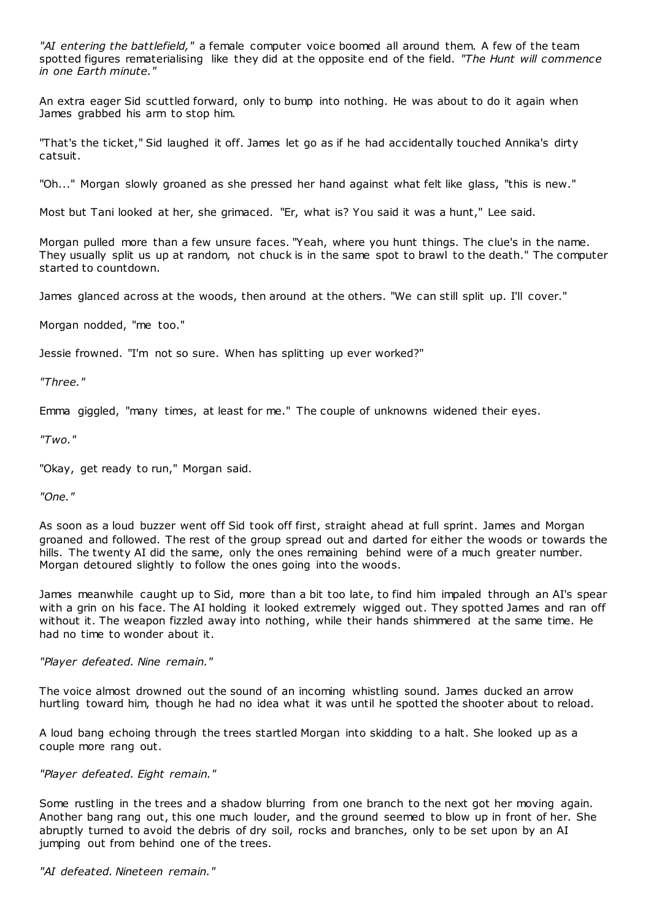*"AI entering the battlefield,"* a female computer voice boomed all around them. A few of the team spotted figures rematerialising like they did at the opposite end of the field. *"The Hunt will commence in one Earth minute."*

An extra eager Sid scuttled forward, only to bump into nothing. He was about to do it again when James grabbed his arm to stop him.

"That's the ticket," Sid laughed it off. James let go as if he had accidentally touched Annika's dirty catsuit.

"Oh..." Morgan slowly groaned as she pressed her hand against what felt like glass, "this is new."

Most but Tani looked at her, she grimaced. "Er, what is? You said it was a hunt," Lee said.

Morgan pulled more than a few unsure faces. "Yeah, where you hunt things. The clue's in the name. They usually split us up at random, not chuck is in the same spot to brawl to the death." The computer started to countdown.

James glanced across at the woods, then around at the others. "We can still split up. I'll cover."

Morgan nodded, "me too."

Jessie frowned. "I'm not so sure. When has splitting up ever worked?"

*"Three."*

Emma giggled, "many times, at least for me." The couple of unknowns widened their eyes.

*"Two."*

"Okay, get ready to run," Morgan said.

*"One."*

As soon as a loud buzzer went off Sid took off first, straight ahead at full sprint. James and Morgan groaned and followed. The rest of the group spread out and darted for either the woods or towards the hills. The twenty AI did the same, only the ones remaining behind were of a much greater number. Morgan detoured slightly to follow the ones going into the woods.

James meanwhile caught up to Sid, more than a bit too late, to find him impaled through an AI's spear with a grin on his face. The AI holding it looked extremely wigged out. They spotted James and ran off without it. The weapon fizzled away into nothing, while their hands shimmered at the same time. He had no time to wonder about it.

*"Player defeated. Nine remain."*

The voice almost drowned out the sound of an incoming whistling sound. James ducked an arrow hurtling toward him, though he had no idea what it was until he spotted the shooter about to reload.

A loud bang echoing through the trees startled Morgan into skidding to a halt. She looked up as a couple more rang out.

*"Player defeated. Eight remain."*

Some rustling in the trees and a shadow blurring from one branch to the next got her moving again. Another bang rang out, this one much louder, and the ground seemed to blow up in front of her. She abruptly turned to avoid the debris of dry soil, rocks and branches, only to be set upon by an AI jumping out from behind one of the trees.

*"AI defeated. Nineteen remain."*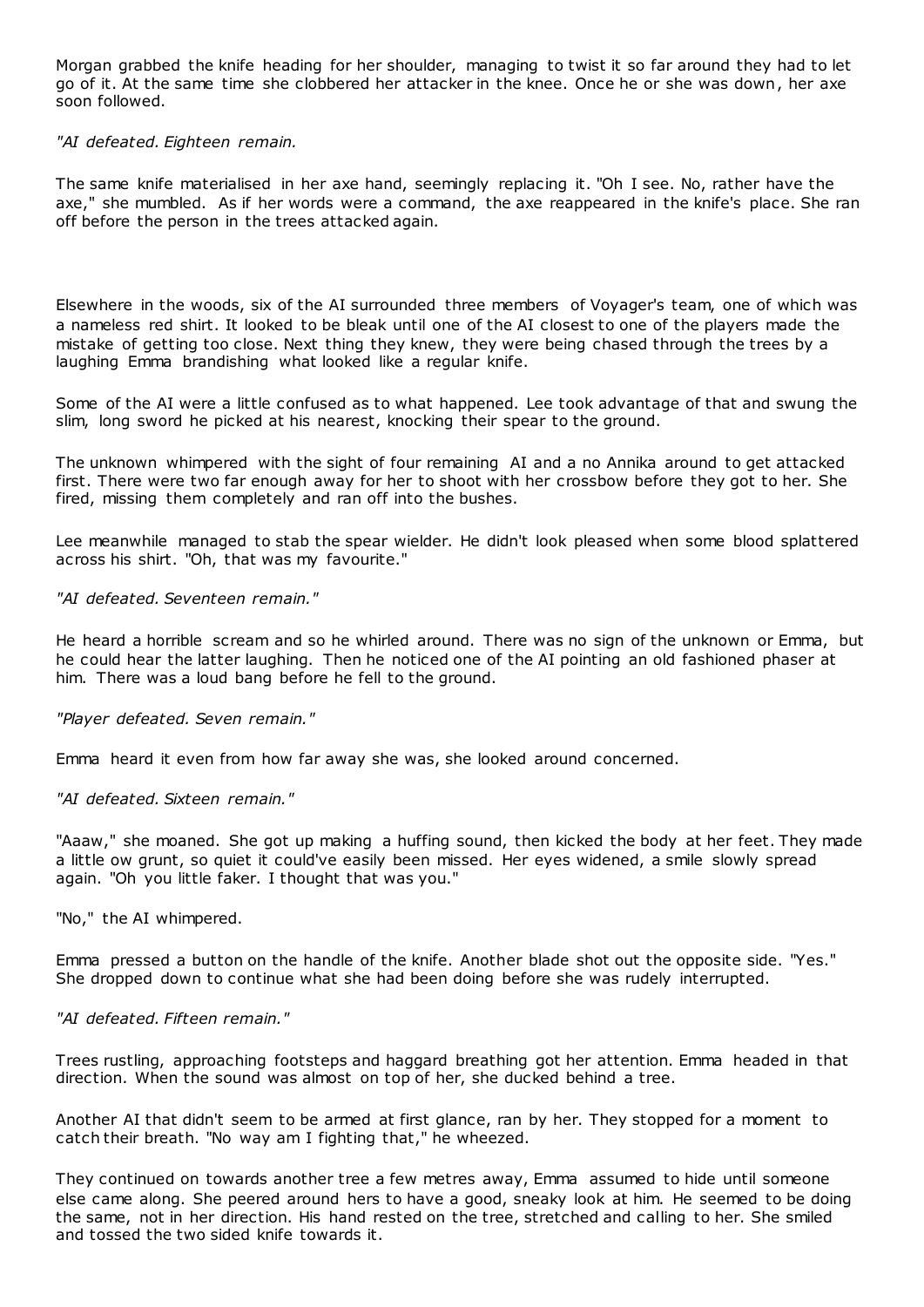Morgan grabbed the knife heading for her shoulder, managing to twist it so far around they had to let go of it. At the same time she clobbered her attacker in the knee. Once he or she was down, her axe soon followed.

*"AI defeated. Eighteen remain.*

The same knife materialised in her axe hand, seemingly replacing it. "Oh I see. No, rather have the axe," she mumbled. As if her words were a command, the axe reappeared in the knife's place. She ran off before the person in the trees attacked again.

Elsewhere in the woods, six of the AI surrounded three members of Voyager's team, one of which was a nameless red shirt. It looked to be bleak until one of the AI closest to one of the players made the mistake of getting too close. Next thing they knew, they were being chased through the trees by a laughing Emma brandishing what looked like a regular knife.

Some of the AI were a little confused as to what happened. Lee took advantage of that and swung the slim, long sword he picked at his nearest, knocking their spear to the ground.

The unknown whimpered with the sight of four remaining AI and a no Annika around to get attacked first. There were two far enough away for her to shoot with her crossbow before they got to her. She fired, missing them completely and ran off into the bushes.

Lee meanwhile managed to stab the spear wielder. He didn't look pleased when some blood splattered across his shirt. "Oh, that was my favourite."

*"AI defeated. Seventeen remain."*

He heard a horrible scream and so he whirled around. There was no sign of the unknown or Emma, but he could hear the latter laughing. Then he noticed one of the AI pointing an old fashioned phaser at him. There was a loud bang before he fell to the ground.

*"Player defeated. Seven remain."*

Emma heard it even from how far away she was, she looked around concerned.

*"AI defeated. Sixteen remain."*

"Aaaw," she moaned. She got up making a huffing sound, then kicked the body at her feet. They made a little ow grunt, so quiet it could've easily been missed. Her eyes widened, a smile slowly spread again. "Oh you little faker. I thought that was you."

"No," the AI whimpered.

Emma pressed a button on the handle of the knife. Another blade shot out the opposite side. "Yes." She dropped down to continue what she had been doing before she was rudely interrupted.

*"AI defeated. Fifteen remain."*

Trees rustling, approaching footsteps and haggard breathing got her attention. Emma headed in that direction. When the sound was almost on top of her, she ducked behind a tree.

Another AI that didn't seem to be armed at first glance, ran by her. They stopped for a moment to catch their breath. "No way am I fighting that," he wheezed.

They continued on towards another tree a few metres away, Emma assumed to hide until someone else came along. She peered around hers to have a good, sneaky look at him. He seemed to be doing the same, not in her direction. His hand rested on the tree, stretched and calling to her. She smiled and tossed the two sided knife towards it.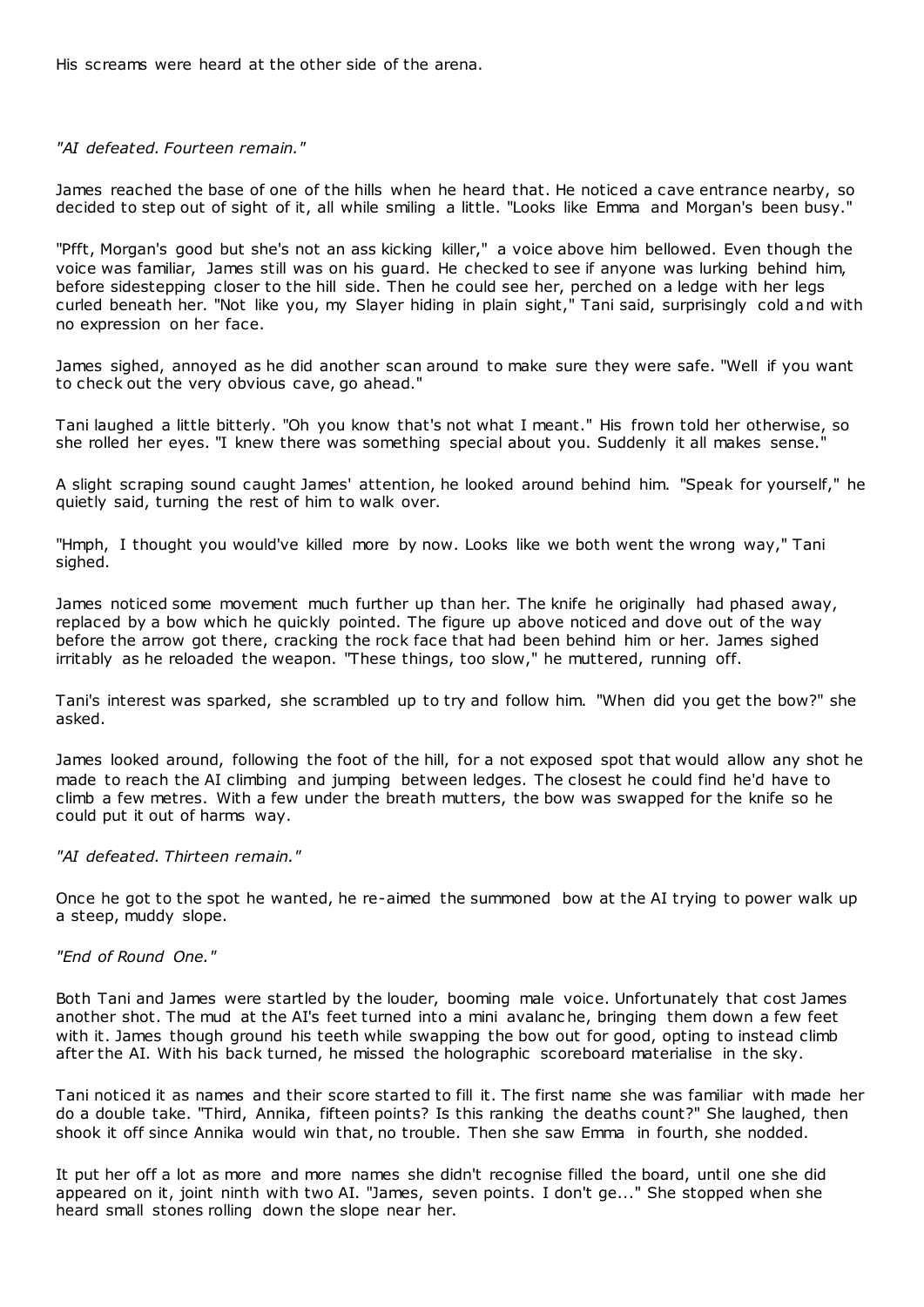His screams were heard at the other side of the arena.

*"AI defeated. Fourteen remain."*

James reached the base of one of the hills when he heard that. He noticed a cave entrance nearby, so decided to step out of sight of it, all while smiling a little. "Looks like Emma and Morgan's been busy."

"Pfft, Morgan's good but she's not an ass kicking killer," a voice above him bellowed. Even though the voice was familiar, James still was on his guard. He checked to see if anyone was lurking behind him, before sidestepping closer to the hill side. Then he could see her, perched on a ledge with her legs curled beneath her. "Not like you, my Slayer hiding in plain sight," Tani said, surprisingly cold and with no expression on her face.

James sighed, annoyed as he did another scan around to make sure they were safe. "Well if you want to check out the very obvious cave, go ahead."

Tani laughed a little bitterly. "Oh you know that's not what I meant." His frown told her otherwise, so she rolled her eyes. "I knew there was something special about you. Suddenly it all makes sense."

A slight scraping sound caught James' attention, he looked around behind him. "Speak for yourself," he quietly said, turning the rest of him to walk over.

"Hmph, I thought you would've killed more by now. Looks like we both went the wrong way," Tani sighed.

James noticed some movement much further up than her. The knife he originally had phased away, replaced by a bow which he quickly pointed. The figure up above noticed and dove out of the way before the arrow got there, cracking the rock face that had been behind him or her. James sighed irritably as he reloaded the weapon. "These things, too slow," he muttered, running off.

Tani's interest was sparked, she scrambled up to try and follow him. "When did you get the bow?" she asked.

James looked around, following the foot of the hill, for a not exposed spot that would allow any shot he made to reach the AI climbing and jumping between ledges. The closest he could find he'd have to climb a few metres. With a few under the breath mutters, the bow was swapped for the knife so he could put it out of harms way.

*"AI defeated. Thirteen remain."*

Once he got to the spot he wanted, he re-aimed the summoned bow at the AI trying to power walk up a steep, muddy slope.

*"End of Round One."*

Both Tani and James were startled by the louder, booming male voice. Unfortunately that cost James another shot. The mud at the AI's feet turned into a mini avalanche, bringing them down a few feet with it. James though ground his teeth while swapping the bow out for good, opting to instead climb after the AI. With his back turned, he missed the holographic scoreboard materialise in the sky.

Tani noticed it as names and their score started to fill it. The first name she was familiar with made her do a double take. "Third, Annika, fifteen points? Is this ranking the deaths count?" She laughed, then shook it off since Annika would win that, no trouble. Then she saw Emma in fourth, she nodded.

It put her off a lot as more and more names she didn't recognise filled the board, until one she did appeared on it, joint ninth with two AI. "James, seven points. I don't ge..." She stopped when she heard small stones rolling down the slope near her.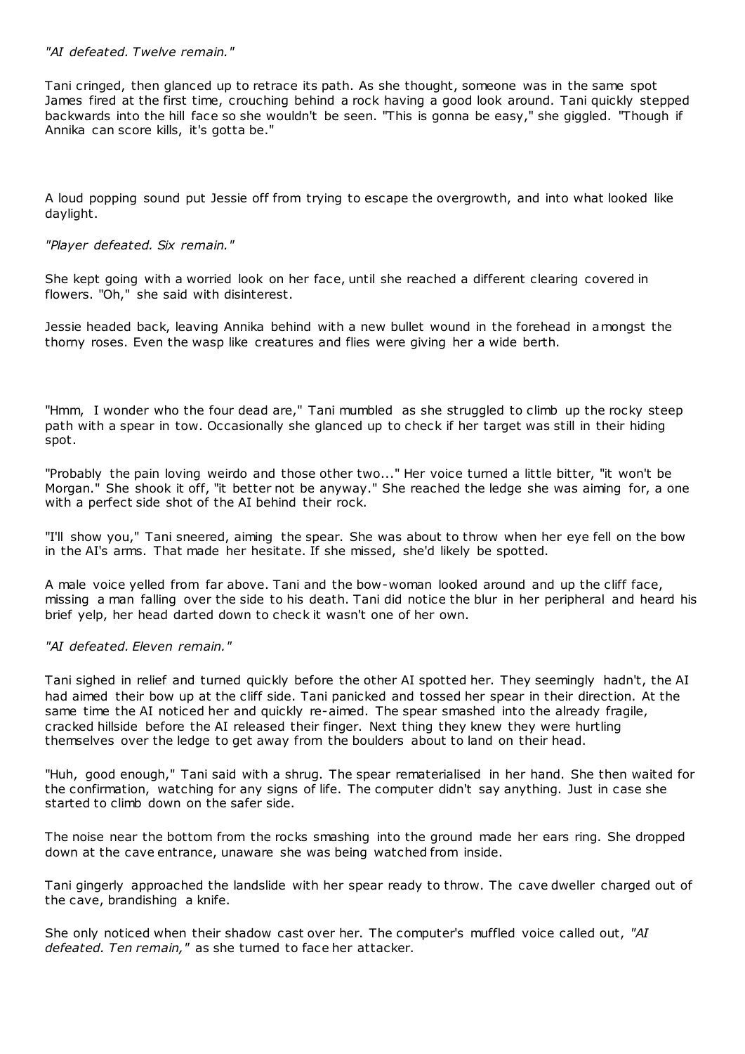*"AI defeated. Twelve remain."*

Tani cringed, then glanced up to retrace its path. As she thought, someone was in the same spot James fired at the first time, crouching behind a rock having a good look around. Tani quickly stepped backwards into the hill face so she wouldn't be seen. "This is gonna be easy," she giggled. "Though if Annika can score kills, it's gotta be."

A loud popping sound put Jessie off from trying to escape the overgrowth, and into what looked like daylight.

*"Player defeated. Six remain."*

She kept going with a worried look on her face, until she reached a different clearing covered in flowers. "Oh," she said with disinterest.

Jessie headed back, leaving Annika behind with a new bullet wound in the forehead in amongst the thorny roses. Even the wasp like creatures and flies were giving her a wide berth.

"Hmm, I wonder who the four dead are," Tani mumbled as she struggled to climb up the rocky steep path with a spear in tow. Occasionally she glanced up to check if her target was still in their hiding spot.

"Probably the pain loving weirdo and those other two..." Her voice turned a little bitter, "it won't be Morgan." She shook it off, "it better not be anyway." She reached the ledge she was aiming for, a one with a perfect side shot of the AI behind their rock.

"I'll show you," Tani sneered, aiming the spear. She was about to throw when her eye fell on the bow in the AI's arms. That made her hesitate. If she missed, she'd likely be spotted.

A male voice yelled from far above. Tani and the bow-woman looked around and up the cliff face, missing a man falling over the side to his death. Tani did notice the blur in her peripheral and heard his brief yelp, her head darted down to check it wasn't one of her own.

*"AI defeated. Eleven remain."*

Tani sighed in relief and turned quickly before the other AI spotted her. They seemingly hadn't, the AI had aimed their bow up at the cliff side. Tani panicked and tossed her spear in their direction. At the same time the AI noticed her and quickly re-aimed. The spear smashed into the already fragile, cracked hillside before the AI released their finger. Next thing they knew they were hurtling themselves over the ledge to get away from the boulders about to land on their head.

"Huh, good enough," Tani said with a shrug. The spear rematerialised in her hand. She then waited for the confirmation, watching for any signs of life. The computer didn't say anything. Just in case she started to climb down on the safer side.

The noise near the bottom from the rocks smashing into the ground made her ears ring. She dropped down at the cave entrance, unaware she was being watched from inside.

Tani gingerly approached the landslide with her spear ready to throw. The cave dweller charged out of the cave, brandishing a knife.

She only noticed when their shadow cast over her. The computer's muffled voice called out, *"AI defeated. Ten remain,"* as she turned to face her attacker.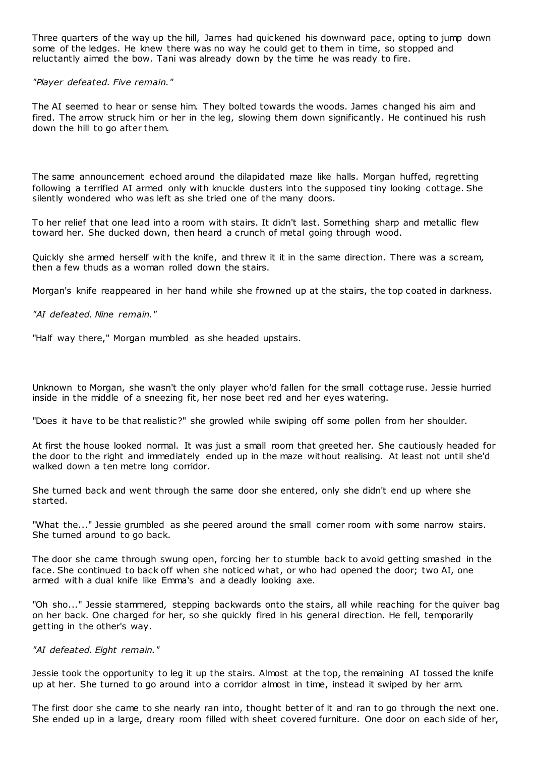Three quarters of the way up the hill, James had quickened his downward pace, opting to jump down some of the ledges. He knew there was no way he could get to them in time, so stopped and reluctantly aimed the bow. Tani was already down by the time he was ready to fire.

*"Player defeated. Five remain."*

The AI seemed to hear or sense him. They bolted towards the woods. James changed his aim and fired. The arrow struck him or her in the leg, slowing them down significantly. He continued his rush down the hill to go after them.

The same announcement echoed around the dilapidated maze like halls. Morgan huffed, regretting following a terrified AI armed only with knuckle dusters into the supposed tiny looking cottage. She silently wondered who was left as she tried one of the many doors.

To her relief that one lead into a room with stairs. It didn't last. Something sharp and metallic flew toward her. She ducked down, then heard a crunch of metal going through wood.

Quickly she armed herself with the knife, and threw it it in the same direction. There was a scream, then a few thuds as a woman rolled down the stairs.

Morgan's knife reappeared in her hand while she frowned up at the stairs, the top coated in darkness.

*"AI defeated. Nine remain."*

"Half way there," Morgan mumbled as she headed upstairs.

Unknown to Morgan, she wasn't the only player who'd fallen for the small cottage ruse. Jessie hurried inside in the middle of a sneezing fit, her nose beet red and her eyes watering.

"Does it have to be that realistic?" she growled while swiping off some pollen from her shoulder.

At first the house looked normal. It was just a small room that greeted her. She cautiously headed for the door to the right and immediately ended up in the maze without realising. At least not until she'd walked down a ten metre long corridor.

She turned back and went through the same door she entered, only she didn't end up where she started.

"What the..." Jessie grumbled as she peered around the small corner room with some narrow stairs. She turned around to go back.

The door she came through swung open, forcing her to stumble back to avoid getting smashed in the face. She continued to back off when she noticed what, or who had opened the door; two AI, one armed with a dual knife like Emma's and a deadly looking axe.

"Oh sho..." Jessie stammered, stepping backwards onto the stairs, all while reaching for the quiver bag on her back. One charged for her, so she quickly fired in his general direction. He fell, temporarily getting in the other's way.

*"AI defeated. Eight remain."*

Jessie took the opportunity to leg it up the stairs. Almost at the top, the remaining AI tossed the knife up at her. She turned to go around into a corridor almost in time, instead it swiped by her arm.

The first door she came to she nearly ran into, thought better of it and ran to go through the next one. She ended up in a large, dreary room filled with sheet covered furniture. One door on each side of her,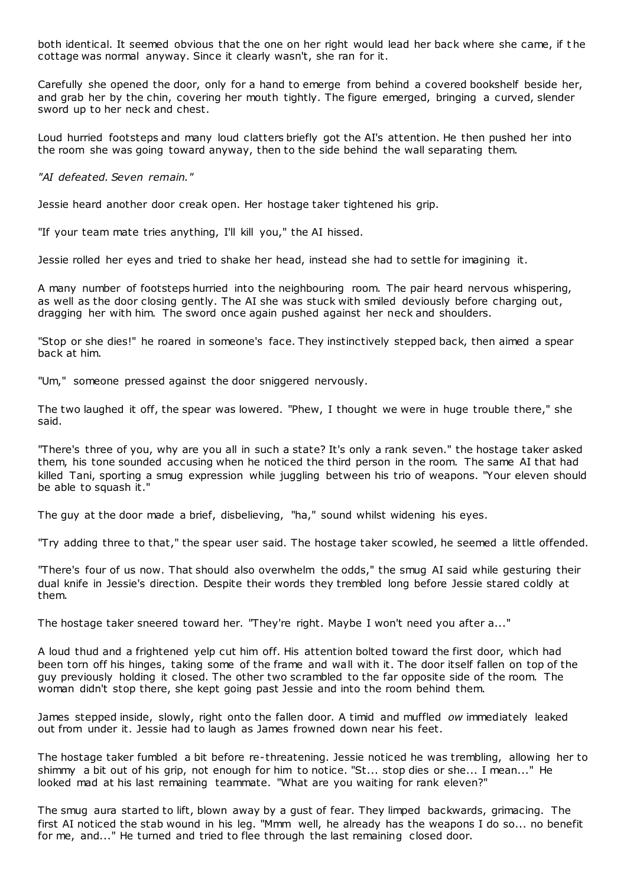both identical. It seemed obvious that the one on her right would lead her back where she came, if the cottage was normal anyway. Since it clearly wasn't, she ran for it.

Carefully she opened the door, only for a hand to emerge from behind a covered bookshelf beside her, and grab her by the chin, covering her mouth tightly. The figure emerged, bringing a curved, slender sword up to her neck and chest.

Loud hurried footsteps and many loud clatters briefly got the AI's attention. He then pushed her into the room she was going toward anyway, then to the side behind the wall separating them.

*"AI defeated. Seven remain."*

Jessie heard another door creak open. Her hostage taker tightened his grip.

"If your team mate tries anything, I'll kill you," the AI hissed.

Jessie rolled her eyes and tried to shake her head, instead she had to settle for imagining it.

A many number of footsteps hurried into the neighbouring room. The pair heard nervous whispering, as well as the door closing gently. The AI she was stuck with smiled deviously before charging out, dragging her with him. The sword once again pushed against her neck and shoulders.

"Stop or she dies!" he roared in someone's face. They instinctively stepped back, then aimed a spear back at him.

"Um," someone pressed against the door sniggered nervously.

The two laughed it off, the spear was lowered. "Phew, I thought we were in huge trouble there," she said.

"There's three of you, why are you all in such a state? It's only a rank seven." the hostage taker asked them, his tone sounded accusing when he noticed the third person in the room. The same AI that had killed Tani, sporting a smug expression while juggling between his trio of weapons. "Your eleven should be able to squash it."

The guy at the door made a brief, disbelieving, "ha," sound whilst widening his eyes.

"Try adding three to that," the spear user said. The hostage taker scowled, he seemed a little offended.

"There's four of us now. That should also overwhelm the odds," the smug AI said while gesturing their dual knife in Jessie's direction. Despite their words they trembled long before Jessie stared coldly at them.

The hostage taker sneered toward her. "They're right. Maybe I won't need you after a..."

A loud thud and a frightened yelp cut him off. His attention bolted toward the first door, which had been torn off his hinges, taking some of the frame and wall with it. The door itself fallen on top of the guy previously holding it closed. The other two scrambled to the far opposite side of the room. The woman didn't stop there, she kept going past Jessie and into the room behind them.

James stepped inside, slowly, right onto the fallen door. A timid and muffled *ow* immediately leaked out from under it. Jessie had to laugh as James frowned down near his feet.

The hostage taker fumbled a bit before re-threatening. Jessie noticed he was trembling, allowing her to shimmy a bit out of his grip, not enough for him to notice. "St... stop dies or she... I mean..." He looked mad at his last remaining teammate. "What are you waiting for rank eleven?"

The smug aura started to lift, blown away by a gust of fear. They limped backwards, grimacing. The first AI noticed the stab wound in his leg. "Mmm well, he already has the weapons I do so... no benefit for me, and..." He turned and tried to flee through the last remaining closed door.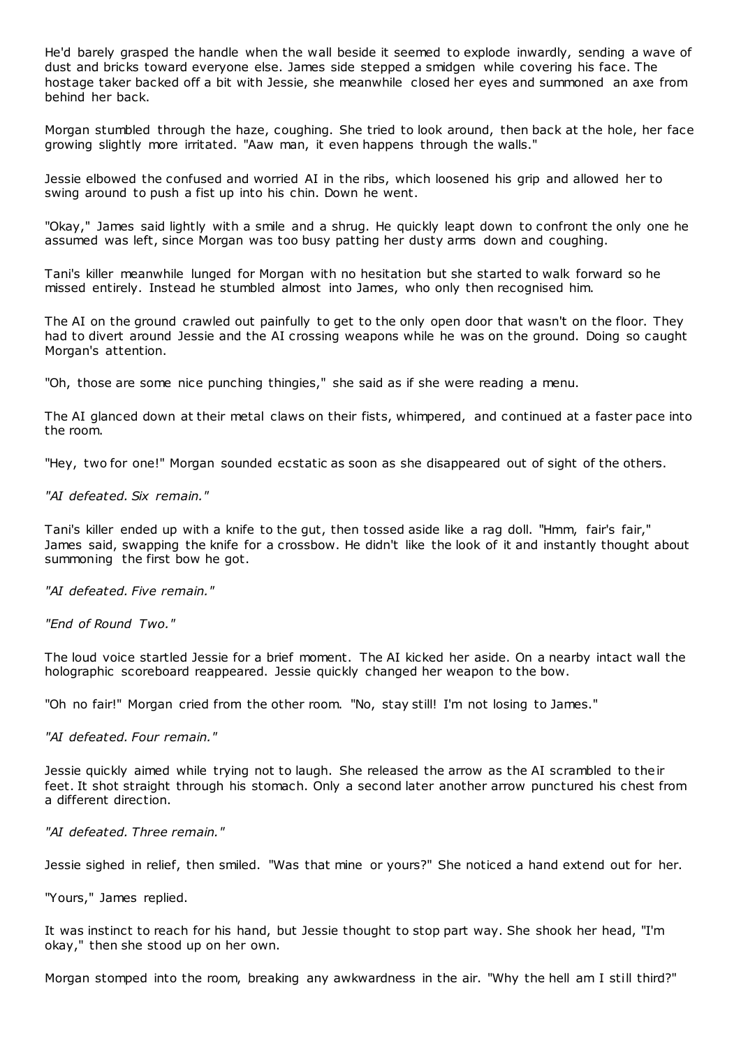He'd barely grasped the handle when the wall beside it seemed to explode inwardly, sending a wave of dust and bricks toward everyone else. James side stepped a smidgen while covering his face. The hostage taker backed off a bit with Jessie, she meanwhile closed her eyes and summoned an axe from behind her back.

Morgan stumbled through the haze, coughing. She tried to look around, then back at the hole, her face growing slightly more irritated. "Aaw man, it even happens through the walls."

Jessie elbowed the confused and worried AI in the ribs, which loosened his grip and allowed her to swing around to push a fist up into his chin. Down he went.

"Okay," James said lightly with a smile and a shrug. He quickly leapt down to confront the only one he assumed was left, since Morgan was too busy patting her dusty arms down and coughing.

Tani's killer meanwhile lunged for Morgan with no hesitation but she started to walk forward so he missed entirely. Instead he stumbled almost into James, who only then recognised him.

The AI on the ground crawled out painfully to get to the only open door that wasn't on the floor. They had to divert around Jessie and the AI crossing weapons while he was on the ground. Doing so caught Morgan's attention.

"Oh, those are some nice punching thingies," she said as if she were reading a menu.

The AI glanced down at their metal claws on their fists, whimpered, and continued at a faster pace into the room.

"Hey, two for one!" Morgan sounded ecstatic as soon as she disappeared out of sight of the others.

*"AI defeated. Six remain."*

Tani's killer ended up with a knife to the gut, then tossed aside like a rag doll. "Hmm, fair's fair," James said, swapping the knife for a crossbow. He didn't like the look of it and instantly thought about summoning the first bow he got.

*"AI defeated. Five remain."*

*"End of Round Two."*

The loud voice startled Jessie for a brief moment. The AI kicked her aside. On a nearby intact wall the holographic scoreboard reappeared. Jessie quickly changed her weapon to the bow.

"Oh no fair!" Morgan cried from the other room. "No, stay still! I'm not losing to James."

*"AI defeated. Four remain."*

Jessie quickly aimed while trying not to laugh. She released the arrow as the AI scrambled to their feet. It shot straight through his stomach. Only a second later another arrow punctured his chest from a different direction.

*"AI defeated. Three remain."*

Jessie sighed in relief, then smiled. "Was that mine or yours?" She noticed a hand extend out for her.

"Yours," James replied.

It was instinct to reach for his hand, but Jessie thought to stop part way. She shook her head, "I'm okay," then she stood up on her own.

Morgan stomped into the room, breaking any awkwardness in the air. "Why the hell am I still third?"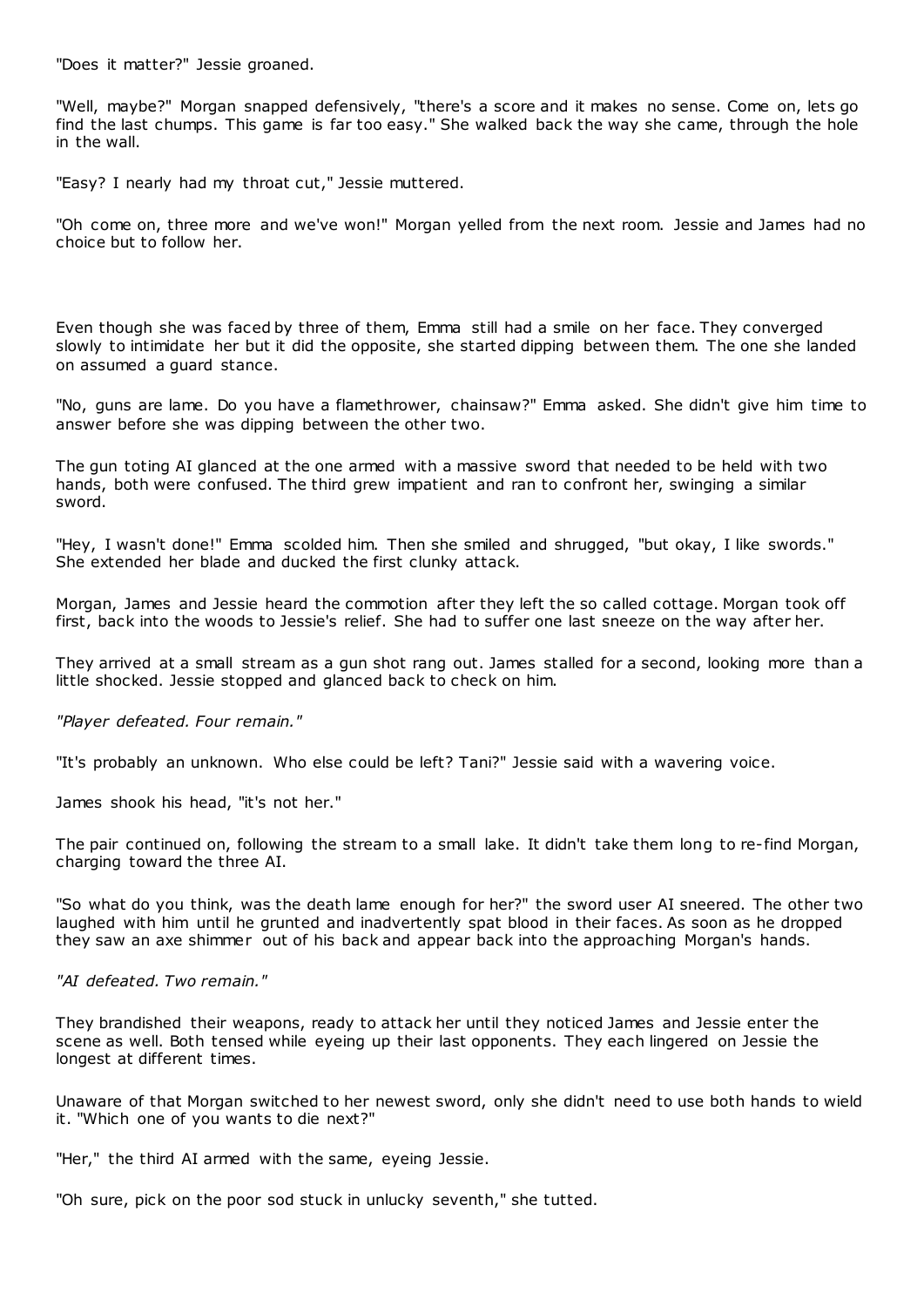"Does it matter?" Jessie groaned.

"Well, maybe?" Morgan snapped defensively, "there's a score and it makes no sense. Come on, lets go find the last chumps. This game is far too easy." She walked back the way she came, through the hole in the wall.

"Easy? I nearly had my throat cut," Jessie muttered.

"Oh come on, three more and we've won!" Morgan yelled from the next room. Jessie and James had no choice but to follow her.

Even though she was faced by three of them, Emma still had a smile on her face. They converged slowly to intimidate her but it did the opposite, she started dipping between them. The one she landed on assumed a guard stance.

"No, guns are lame. Do you have a flamethrower, chainsaw?" Emma asked. She didn't give him time to answer before she was dipping between the other two.

The gun toting AI glanced at the one armed with a massive sword that needed to be held with two hands, both were confused. The third grew impatient and ran to confront her, swinging a similar sword.

"Hey, I wasn't done!" Emma scolded him. Then she smiled and shrugged, "but okay, I like swords." She extended her blade and ducked the first clunky attack.

Morgan, James and Jessie heard the commotion after they left the so called cottage. Morgan took off first, back into the woods to Jessie's relief. She had to suffer one last sneeze on the way after her.

They arrived at a small stream as a gun shot rang out. James stalled for a second, looking more than a little shocked. Jessie stopped and glanced back to check on him.

*"Player defeated. Four remain."*

"It's probably an unknown. Who else could be left? Tani?" Jessie said with a wavering voice.

James shook his head, "it's not her."

The pair continued on, following the stream to a small lake. It didn't take them long to re-find Morgan, charging toward the three AI.

"So what do you think, was the death lame enough for her?" the sword user AI sneered. The other two laughed with him until he grunted and inadvertently spat blood in their faces. As soon as he dropped they saw an axe shimmer out of his back and appear back into the approaching Morgan's hands.

*"AI defeated. Two remain."*

They brandished their weapons, ready to attack her until they noticed James and Jessie enter the scene as well. Both tensed while eyeing up their last opponents. They each lingered on Jessie the longest at different times.

Unaware of that Morgan switched to her newest sword, only she didn't need to use both hands to wield it. "Which one of you wants to die next?"

"Her," the third AI armed with the same, eyeing Jessie.

"Oh sure, pick on the poor sod stuck in unlucky seventh," she tutted.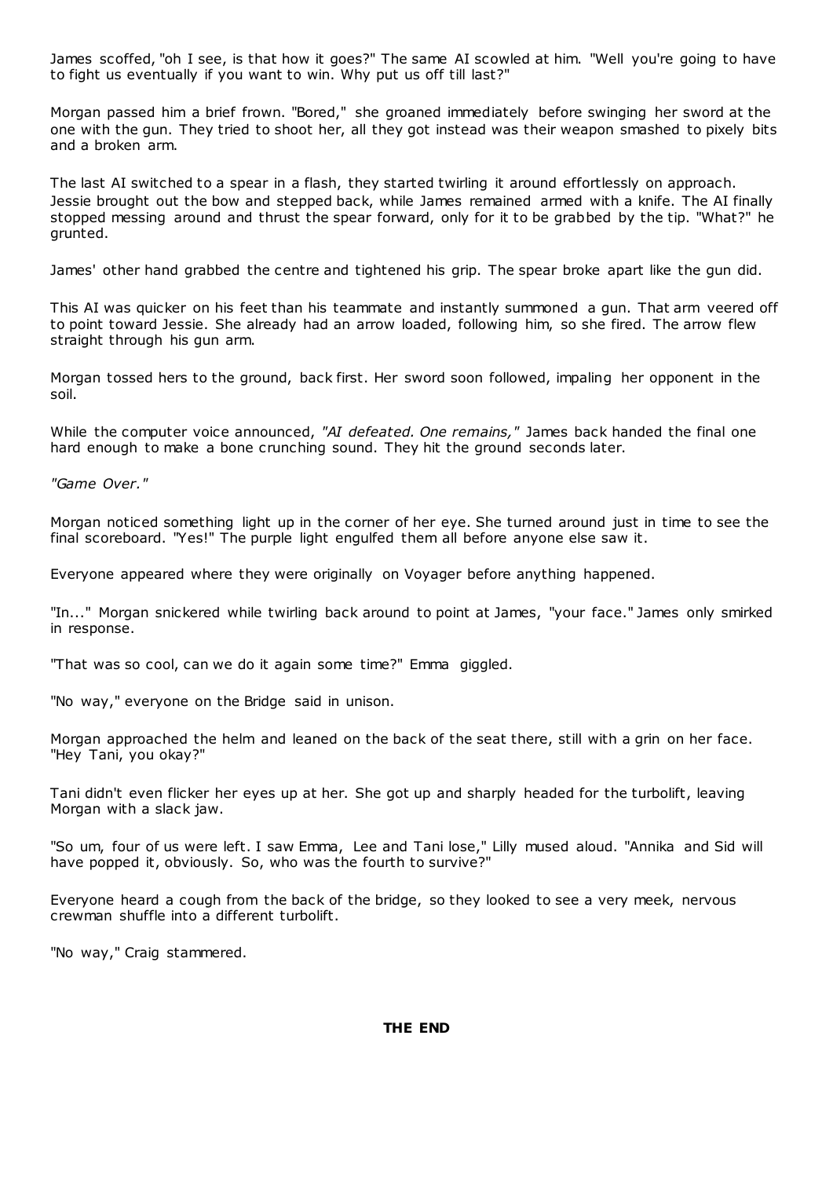James scoffed, "oh I see, is that how it goes?" The same AI scowled at him. "Well you're going to have to fight us eventually if you want to win. Why put us off till last?"

Morgan passed him a brief frown. "Bored," she groaned immediately before swinging her sword at the one with the gun. They tried to shoot her, all they got instead was their weapon smashed to pixely bits and a broken arm.

The last AI switched to a spear in a flash, they started twirling it around effortlessly on approach. Jessie brought out the bow and stepped back, while James remained armed with a knife. The AI finally stopped messing around and thrust the spear forward, only for it to be grabbed by the tip. "What?" he grunted.

James' other hand grabbed the centre and tightened his grip. The spear broke apart like the gun did.

This AI was quicker on his feet than his teammate and instantly summoned a gun. That arm veered off to point toward Jessie. She already had an arrow loaded, following him, so she fired. The arrow flew straight through his gun arm.

Morgan tossed hers to the ground, back first. Her sword soon followed, impaling her opponent in the soil.

While the computer voice announced, *"AI defeated. One remains,"* James back handed the final one hard enough to make a bone crunching sound. They hit the ground seconds later.

*"Game Over."*

Morgan noticed something light up in the corner of her eye. She turned around just in time to see the final scoreboard. "Yes!" The purple light engulfed them all before anyone else saw it.

Everyone appeared where they were originally on Voyager before anything happened.

"In..." Morgan snickered while twirling back around to point at James, "your face." James only smirked in response.

"That was so cool, can we do it again some time?" Emma giggled.

"No way," everyone on the Bridge said in unison.

Morgan approached the helm and leaned on the back of the seat there, still with a grin on her face. "Hey Tani, you okay?"

Tani didn't even flicker her eyes up at her. She got up and sharply headed for the turbolift, leaving Morgan with a slack jaw.

"So um, four of us were left. I saw Emma, Lee and Tani lose," Lilly mused aloud. "Annika and Sid will have popped it, obviously. So, who was the fourth to survive?"

Everyone heard a cough from the back of the bridge, so they looked to see a very meek, nervous crewman shuffle into a different turbolift.

"No way," Craig stammered.

**THE END**